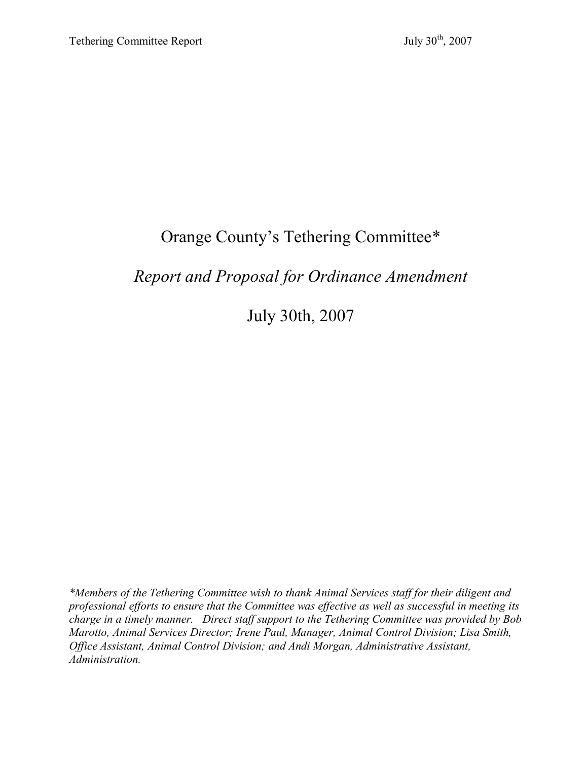# Orange County's Tethering Committee*

## *Report and Proposal for Ordinance Amendment*

July 30th, 2007

*\*Members of the Tethering Committee wish to thank Animal Services staff for their diligent and professional efforts to ensure that the Committee was effective as well as successful in meeting its charge in a timely manner. Direct staff support to the Tethering Committee was provided by Bob Marotto, Animal Services Director; Irene Paul, Manager, Animal Control Division; Lisa Smith, Office Assistant, Animal Control Division; and Andi Morgan, Administrative Assistant, Administration.*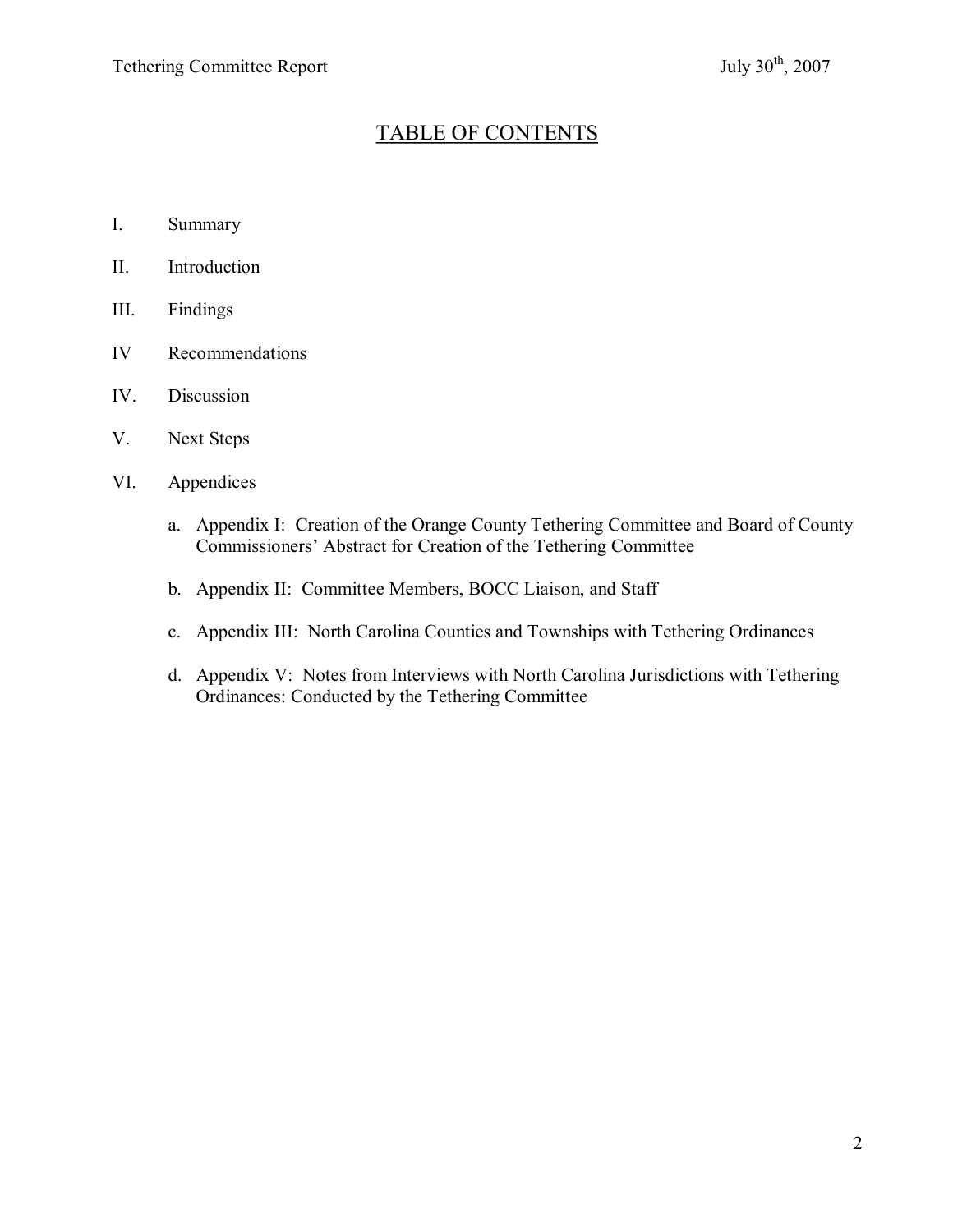# TABLE OF CONTENTS

I. Summary

II. Introduction

III. Findings

IV Recommendations

IV. Discussion

V. Next Steps

VI. Appendices

a. Appendix I: Creation of the Orange County Tethering Committee and Board of County Commissioners' Abstract for Creation of the Tethering Committee

b. Appendix II: Committee Members, BOCC Liaison, and Staff

c. Appendix III: North Carolina Counties and Townships with Tethering Ordinances

d. Appendix V: Notes from Interviews with North Carolina Jurisdictions with Tethering Ordinances: Conducted by the Tethering Committee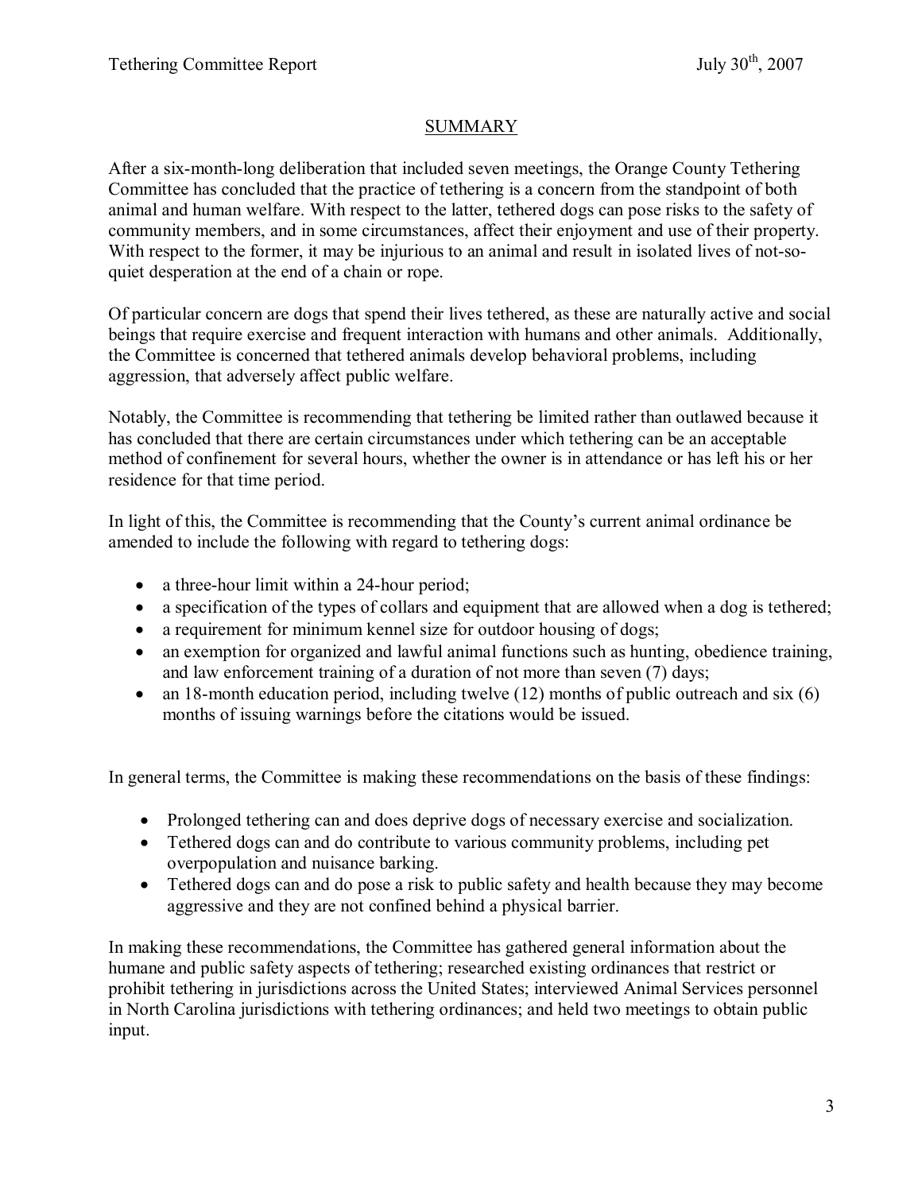## SUMMARY

After a six-month-long deliberation that included seven meetings, the Orange County Tethering Committee has concluded that the practice of tethering is a concern from the standpoint of both animal and human welfare. With respect to the latter, tethered dogs can pose risks to the safety of community members, and in some circumstances, affect their enjoyment and use of their property. With respect to the former, it may be injurious to an animal and result in isolated lives of not-so-quiet desperation at the end of a chain or rope.

Of particular concern are dogs that spend their lives tethered, as these are naturally active and social beings that require exercise and frequent interaction with humans and other animals. Additionally, the Committee is concerned that tethered animals develop behavioral problems, including aggression, that adversely affect public welfare.

Notably, the Committee is recommending that tethering be limited rather than outlawed because it has concluded that there are certain circumstances under which tethering can be an acceptable method of confinement for several hours, whether the owner is in attendance or has left his or her residence for that time period.

In light of this, the Committee is recommending that the County's current animal ordinance be amended to include the following with regard to tethering dogs:

- a three-hour limit within a 24-hour period;
- a specification of the types of collars and equipment that are allowed when a dog is tethered;
- a requirement for minimum kennel size for outdoor housing of dogs;
- an exemption for organized and lawful animal functions such as hunting, obedience training, and law enforcement training of a duration of not more than seven (7) days;
- an 18-month education period, including twelve (12) months of public outreach and six (6) months of issuing warnings before the citations would be issued.

In general terms, the Committee is making these recommendations on the basis of these findings:

- Prolonged tethering can and does deprive dogs of necessary exercise and socialization.
- Tethered dogs can and do contribute to various community problems, including pet overpopulation and nuisance barking.
- Tethered dogs can and do pose a risk to public safety and health because they may become aggressive and they are not confined behind a physical barrier.

In making these recommendations, the Committee has gathered general information about the humane and public safety aspects of tethering; researched existing ordinances that restrict or prohibit tethering in jurisdictions across the United States; interviewed Animal Services personnel in North Carolina jurisdictions with tethering ordinances; and held two meetings to obtain public input.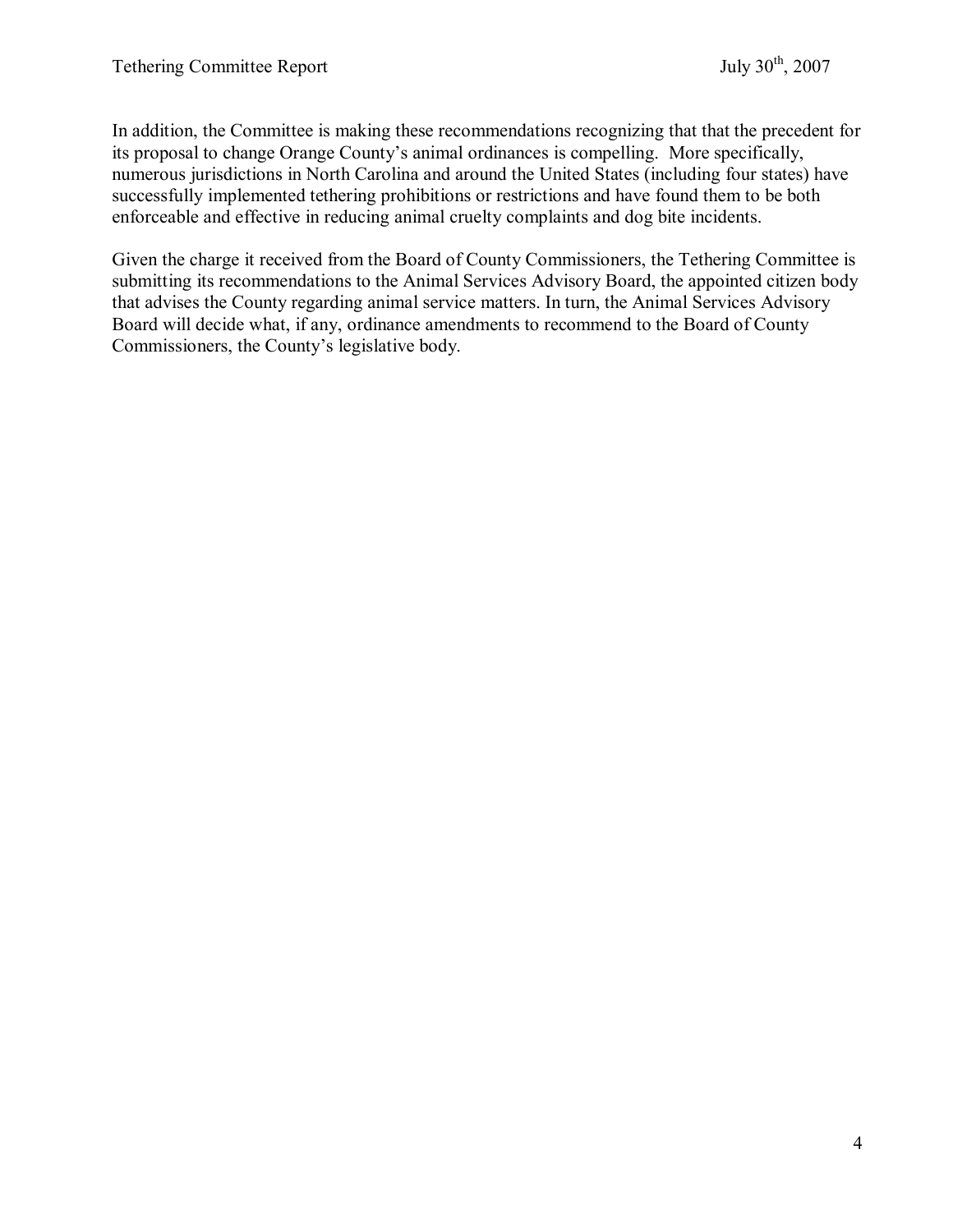In addition, the Committee is making these recommendations recognizing that that the precedent for its proposal to change Orange County's animal ordinances is compelling. More specifically, numerous jurisdictions in North Carolina and around the United States (including four states) have successfully implemented tethering prohibitions or restrictions and have found them to be both enforceable and effective in reducing animal cruelty complaints and dog bite incidents.

Given the charge it received from the Board of County Commissioners, the Tethering Committee is submitting its recommendations to the Animal Services Advisory Board, the appointed citizen body that advises the County regarding animal service matters. In turn, the Animal Services Advisory Board will decide what, if any, ordinance amendments to recommend to the Board of County Commissioners, the County's legislative body.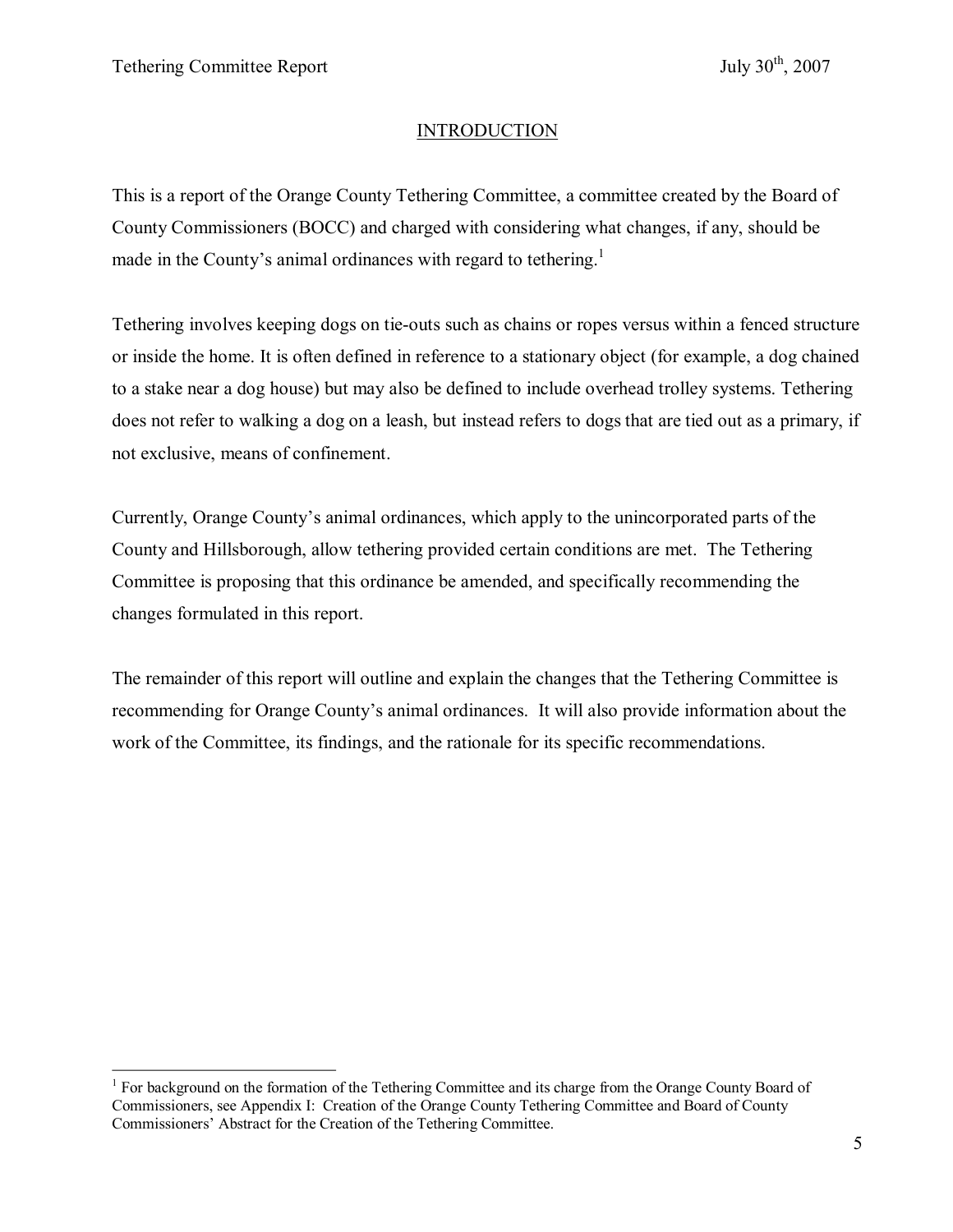## INTRODUCTION

This is a report of the Orange County Tethering Committee, a committee created by the Board of County Commissioners (BOCC) and charged with considering what changes, if any, should be made in the County's animal ordinances with regard to tethering.[1]

Tethering involves keeping dogs on tie-outs such as chains or ropes versus within a fenced structure or inside the home. It is often defined in reference to a stationary object (for example, a dog chained to a stake near a dog house) but may also be defined to include overhead trolley systems. Tethering does not refer to walking a dog on a leash, but instead refers to dogs that are tied out as a primary, if not exclusive, means of confinement.

Currently, Orange County's animal ordinances, which apply to the unincorporated parts of the County and Hillsborough, allow tethering provided certain conditions are met. The Tethering Committee is proposing that this ordinance be amended, and specifically recommending the changes formulated in this report.

The remainder of this report will outline and explain the changes that the Tethering Committee is recommending for Orange County's animal ordinances. It will also provide information about the work of the Committee, its findings, and the rationale for its specific recommendations.

[1] For background on the formation of the Tethering Committee and its charge from the Orange County Board of Commissioners, see Appendix I: Creation of the Orange County Tethering Committee and Board of County Commissioners' Abstract for the Creation of the Tethering Committee.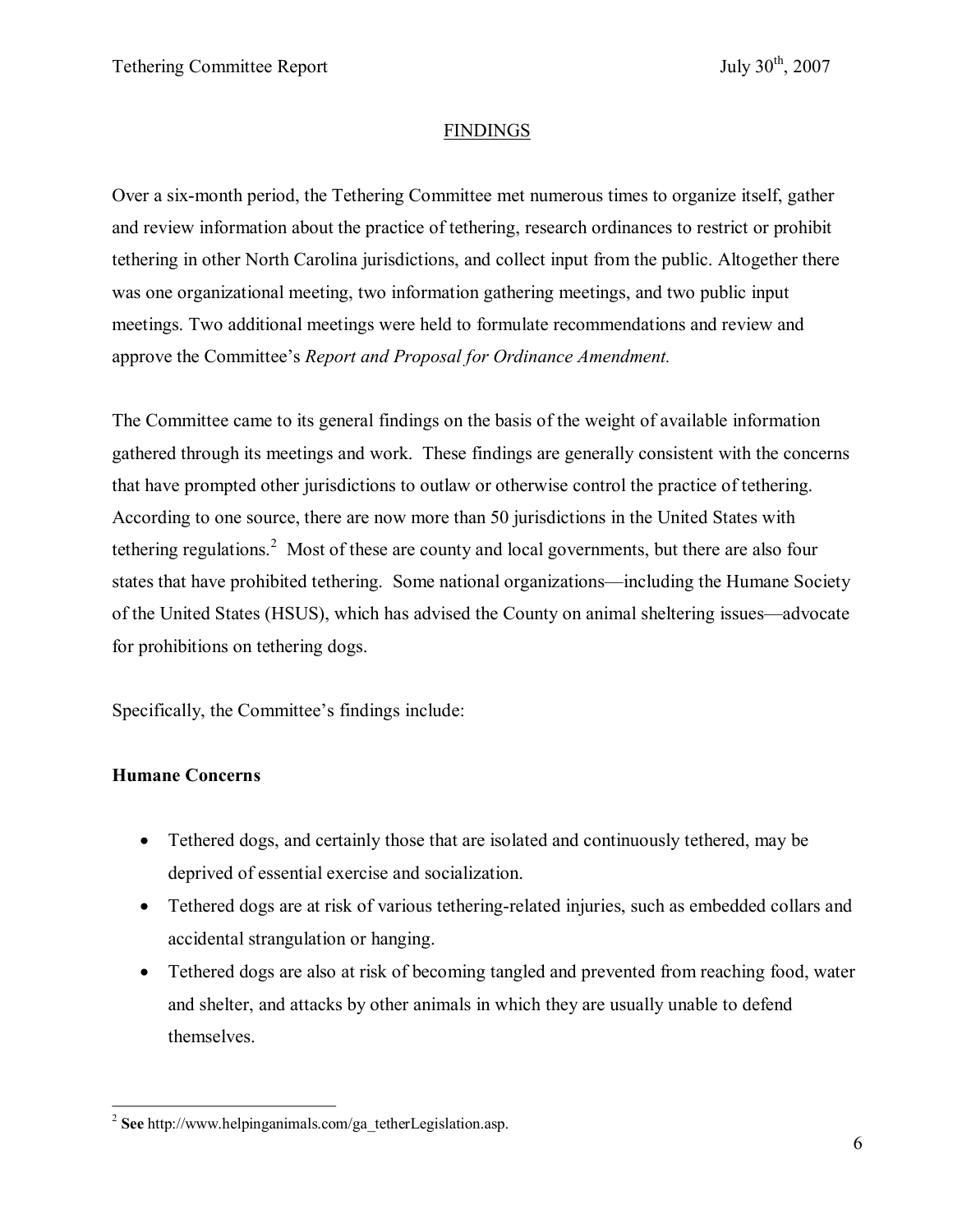## FINDINGS

Over a six-month period, the Tethering Committee met numerous times to organize itself, gather and review information about the practice of tethering, research ordinances to restrict or prohibit tethering in other North Carolina jurisdictions, and collect input from the public. Altogether there was one organizational meeting, two information gathering meetings, and two public input meetings. Two additional meetings were held to formulate recommendations and review and approve the Committee's *Report and Proposal for Ordinance Amendment.*

The Committee came to its general findings on the basis of the weight of available information gathered through its meetings and work. These findings are generally consistent with the concerns that have prompted other jurisdictions to outlaw or otherwise control the practice of tethering. According to one source, there are now more than 50 jurisdictions in the United States with tethering regulations.[2] Most of these are county and local governments, but there are also four states that have prohibited tethering. Some national organizations—including the Humane Society of the United States (HSUS), which has advised the County on animal sheltering issues—advocate for prohibitions on tethering dogs.

Specifically, the Committee's findings include:

**Humane Concerns**

- Tethered dogs, and certainly those that are isolated and continuously tethered, may be deprived of essential exercise and socialization.
- Tethered dogs are at risk of various tethering-related injuries, such as embedded collars and accidental strangulation or hanging.
- Tethered dogs are also at risk of becoming tangled and prevented from reaching food, water and shelter, and attacks by other animals in which they are usually unable to defend themselves.

---

[2] **See** http://www.helpinganimals.com/ga_tetherLegislation.asp.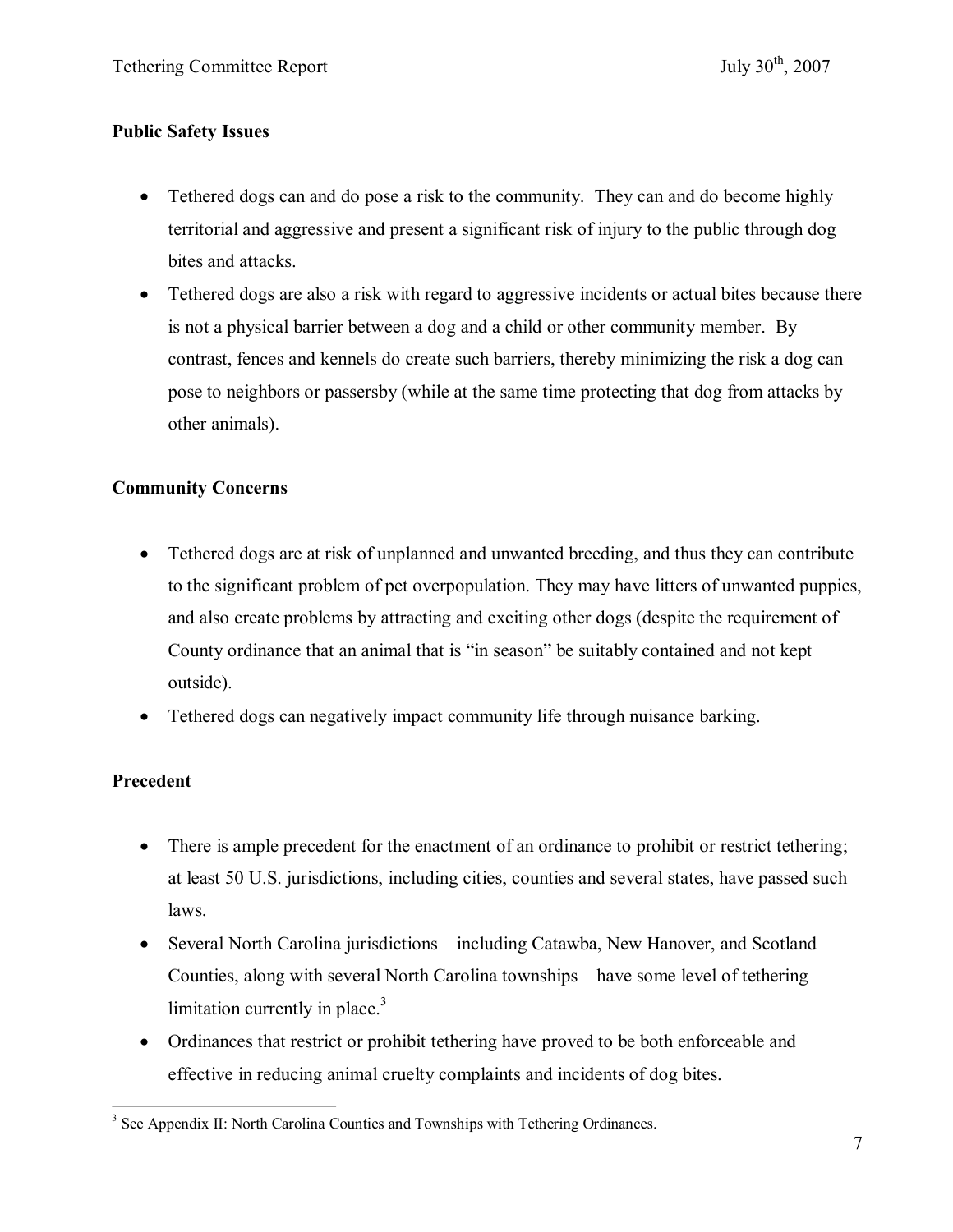**Public Safety Issues**

- Tethered dogs can and do pose a risk to the community. They can and do become highly territorial and aggressive and present a significant risk of injury to the public through dog bites and attacks.
- Tethered dogs are also a risk with regard to aggressive incidents or actual bites because there is not a physical barrier between a dog and a child or other community member. By contrast, fences and kennels do create such barriers, thereby minimizing the risk a dog can pose to neighbors or passersby (while at the same time protecting that dog from attacks by other animals).

**Community Concerns**

- Tethered dogs are at risk of unplanned and unwanted breeding, and thus they can contribute to the significant problem of pet overpopulation. They may have litters of unwanted puppies, and also create problems by attracting and exciting other dogs (despite the requirement of County ordinance that an animal that is "in season" be suitably contained and not kept outside).
- Tethered dogs can negatively impact community life through nuisance barking.

**Precedent**

- There is ample precedent for the enactment of an ordinance to prohibit or restrict tethering; at least 50 U.S. jurisdictions, including cities, counties and several states, have passed such laws.
- Several North Carolina jurisdictions—including Catawba, New Hanover, and Scotland Counties, along with several North Carolina townships—have some level of tethering limitation currently in place.[3]
- Ordinances that restrict or prohibit tethering have proved to be both enforceable and effective in reducing animal cruelty complaints and incidents of dog bites.

[3] See Appendix II: North Carolina Counties and Townships with Tethering Ordinances.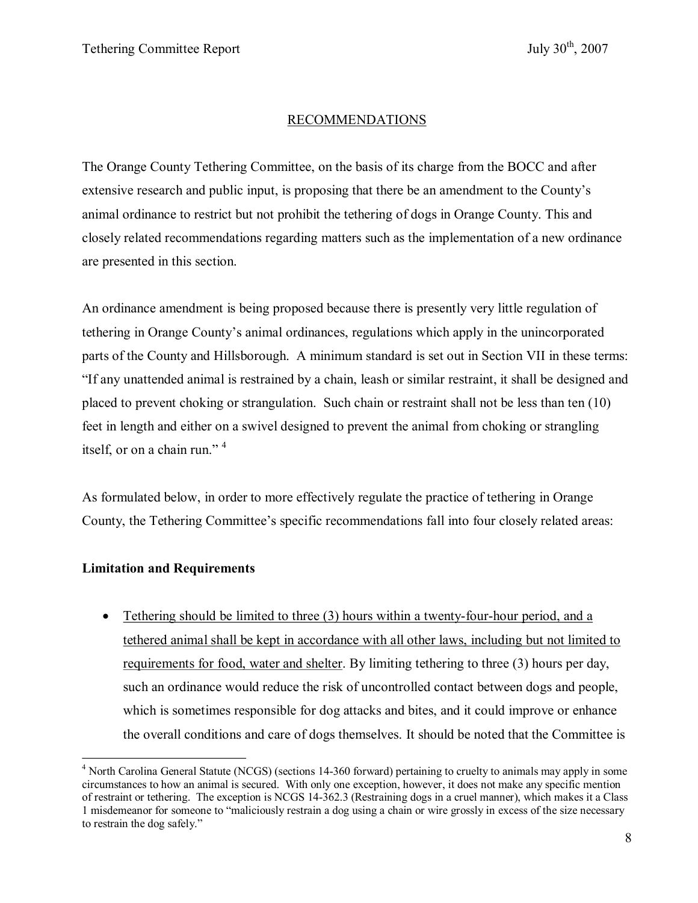## RECOMMENDATIONS

The Orange County Tethering Committee, on the basis of its charge from the BOCC and after extensive research and public input, is proposing that there be an amendment to the County's animal ordinance to restrict but not prohibit the tethering of dogs in Orange County. This and closely related recommendations regarding matters such as the implementation of a new ordinance are presented in this section.

An ordinance amendment is being proposed because there is presently very little regulation of tethering in Orange County's animal ordinances, regulations which apply in the unincorporated parts of the County and Hillsborough. A minimum standard is set out in Section VII in these terms: "If any unattended animal is restrained by a chain, leash or similar restraint, it shall be designed and placed to prevent choking or strangulation. Such chain or restraint shall not be less than ten (10) feet in length and either on a swivel designed to prevent the animal from choking or strangling itself, or on a chain run." [4]

As formulated below, in order to more effectively regulate the practice of tethering in Orange County, the Tethering Committee's specific recommendations fall into four closely related areas:

**Limitation and Requirements**

- <u>Tethering should be limited to three (3) hours within a twenty-four-hour period, and a tethered animal shall be kept in accordance with all other laws, including but not limited to requirements for food, water and shelter</u>. By limiting tethering to three (3) hours per day, such an ordinance would reduce the risk of uncontrolled contact between dogs and people, which is sometimes responsible for dog attacks and bites, and it could improve or enhance the overall conditions and care of dogs themselves. It should be noted that the Committee is

[4] North Carolina General Statute (NCGS) (sections 14-360 forward) pertaining to cruelty to animals may apply in some circumstances to how an animal is secured. With only one exception, however, it does not make any specific mention of restraint or tethering. The exception is NCGS 14-362.3 (Restraining dogs in a cruel manner), which makes it a Class 1 misdemeanor for someone to "maliciously restrain a dog using a chain or wire grossly in excess of the size necessary to restrain the dog safely."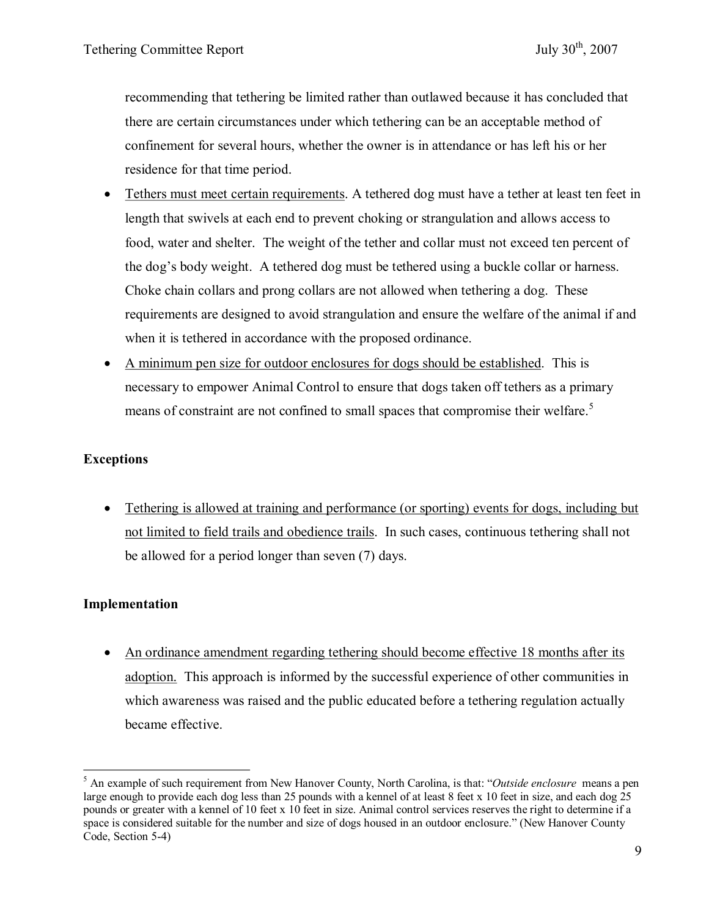recommending that tethering be limited rather than outlawed because it has concluded that there are certain circumstances under which tethering can be an acceptable method of confinement for several hours, whether the owner is in attendance or has left his or her residence for that time period.

- Tethers must meet certain requirements. A tethered dog must have a tether at least ten feet in length that swivels at each end to prevent choking or strangulation and allows access to food, water and shelter. The weight of the tether and collar must not exceed ten percent of the dog's body weight. A tethered dog must be tethered using a buckle collar or harness. Choke chain collars and prong collars are not allowed when tethering a dog. These requirements are designed to avoid strangulation and ensure the welfare of the animal if and when it is tethered in accordance with the proposed ordinance.
- A minimum pen size for outdoor enclosures for dogs should be established. This is necessary to empower Animal Control to ensure that dogs taken off tethers as a primary means of constraint are not confined to small spaces that compromise their welfare.[5]

**Exceptions**

- Tethering is allowed at training and performance (or sporting) events for dogs, including but not limited to field trails and obedience trails. In such cases, continuous tethering shall not be allowed for a period longer than seven (7) days.

**Implementation**

- An ordinance amendment regarding tethering should become effective 18 months after its adoption. This approach is informed by the successful experience of other communities in which awareness was raised and the public educated before a tethering regulation actually became effective.

---

[5] An example of such requirement from New Hanover County, North Carolina, is that: "*Outside enclosure* means a pen large enough to provide each dog less than 25 pounds with a kennel of at least 8 feet x 10 feet in size, and each dog 25 pounds or greater with a kennel of 10 feet x 10 feet in size. Animal control services reserves the right to determine if a space is considered suitable for the number and size of dogs housed in an outdoor enclosure." (New Hanover County Code, Section 5-4)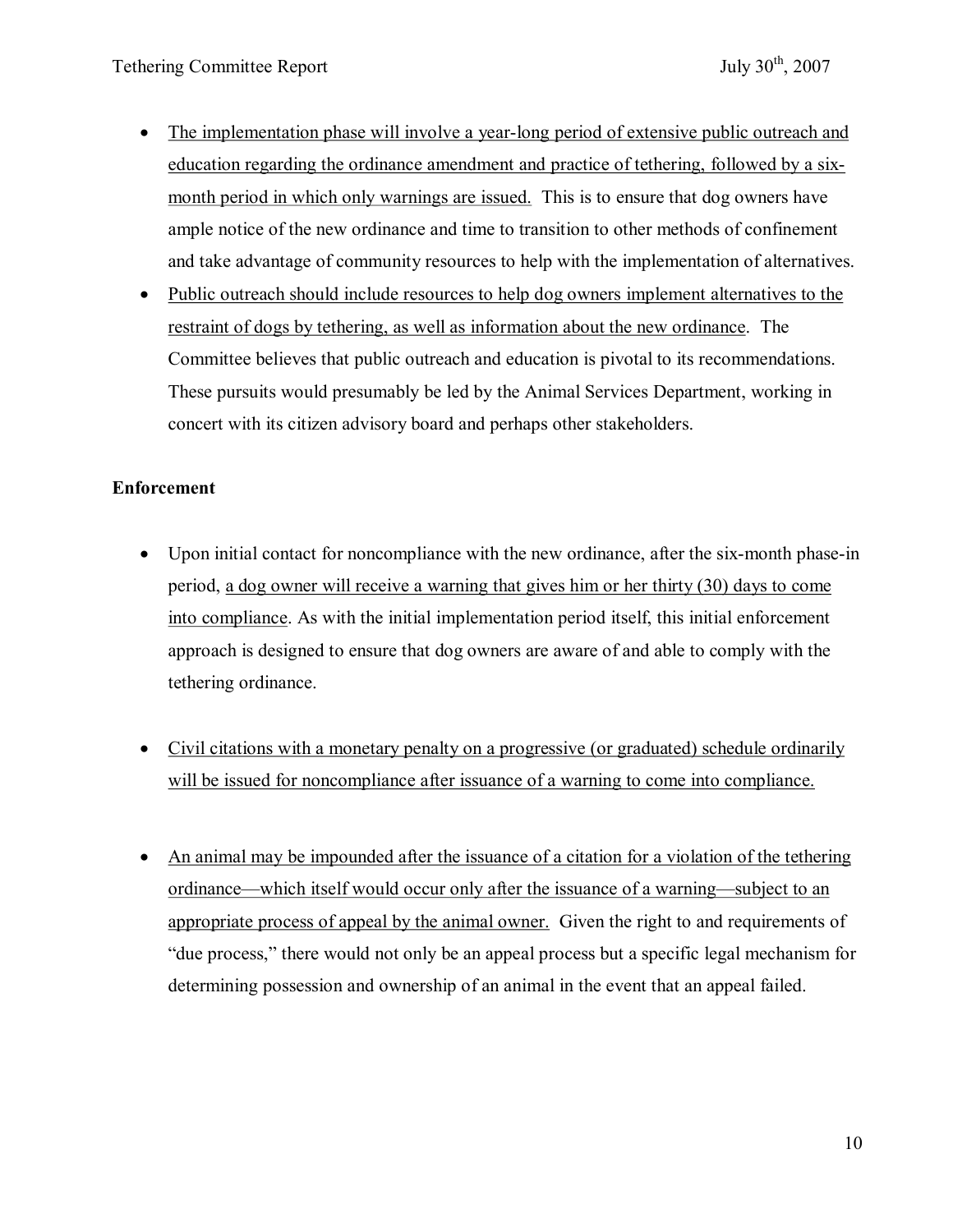- The implementation phase will involve a year-long period of extensive public outreach and education regarding the ordinance amendment and practice of tethering, followed by a six-month period in which only warnings are issued. This is to ensure that dog owners have ample notice of the new ordinance and time to transition to other methods of confinement and take advantage of community resources to help with the implementation of alternatives.
- Public outreach should include resources to help dog owners implement alternatives to the restraint of dogs by tethering, as well as information about the new ordinance. The Committee believes that public outreach and education is pivotal to its recommendations. These pursuits would presumably be led by the Animal Services Department, working in concert with its citizen advisory board and perhaps other stakeholders.

**Enforcement**

- Upon initial contact for noncompliance with the new ordinance, after the six-month phase-in period, a dog owner will receive a warning that gives him or her thirty (30) days to come into compliance. As with the initial implementation period itself, this initial enforcement approach is designed to ensure that dog owners are aware of and able to comply with the tethering ordinance.

- Civil citations with a monetary penalty on a progressive (or graduated) schedule ordinarily will be issued for noncompliance after issuance of a warning to come into compliance.

- An animal may be impounded after the issuance of a citation for a violation of the tethering ordinance—which itself would occur only after the issuance of a warning—subject to an appropriate process of appeal by the animal owner. Given the right to and requirements of "due process," there would not only be an appeal process but a specific legal mechanism for determining possession and ownership of an animal in the event that an appeal failed.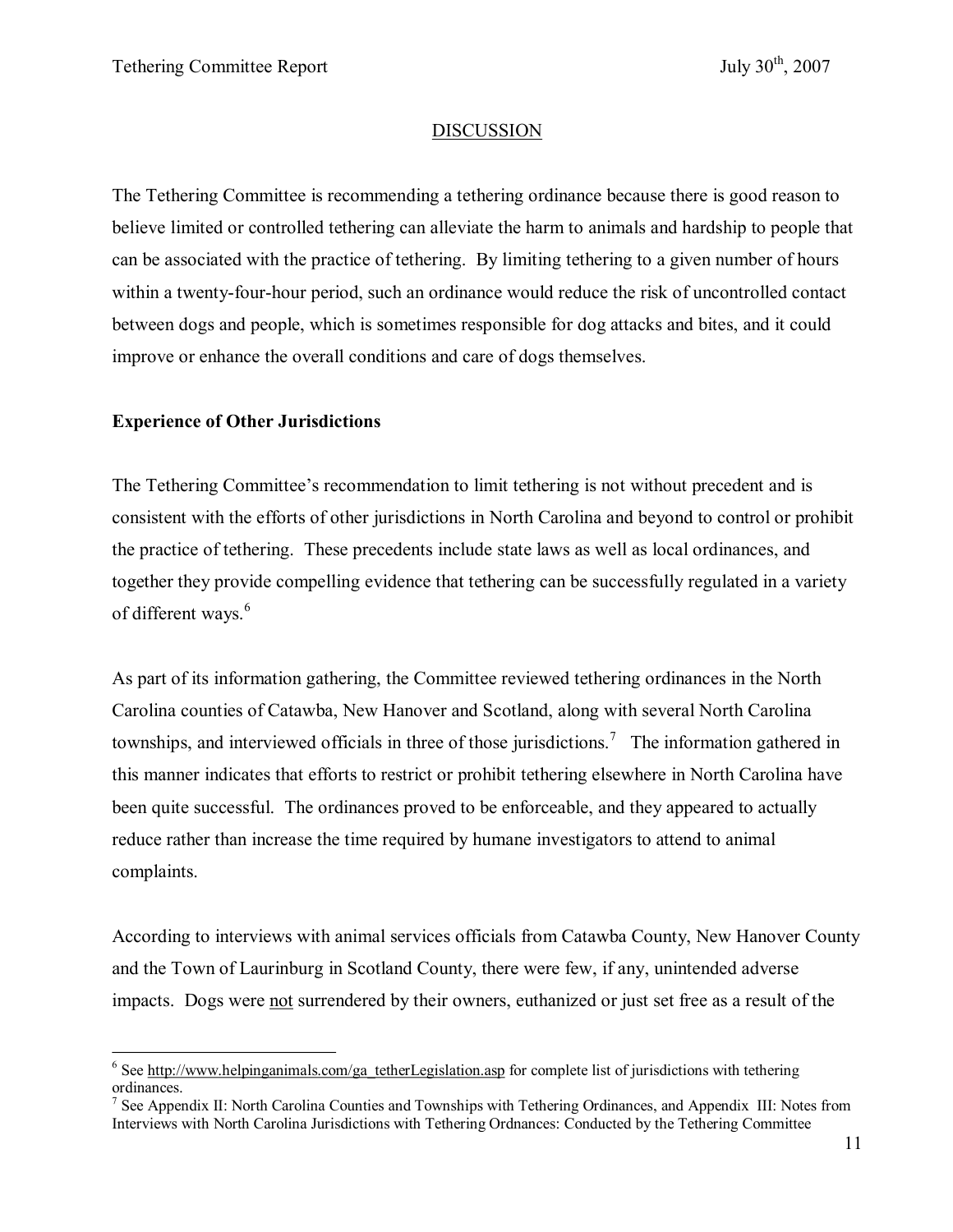## DISCUSSION

The Tethering Committee is recommending a tethering ordinance because there is good reason to believe limited or controlled tethering can alleviate the harm to animals and hardship to people that can be associated with the practice of tethering. By limiting tethering to a given number of hours within a twenty-four-hour period, such an ordinance would reduce the risk of uncontrolled contact between dogs and people, which is sometimes responsible for dog attacks and bites, and it could improve or enhance the overall conditions and care of dogs themselves.

### Experience of Other Jurisdictions

The Tethering Committee's recommendation to limit tethering is not without precedent and is consistent with the efforts of other jurisdictions in North Carolina and beyond to control or prohibit the practice of tethering. These precedents include state laws as well as local ordinances, and together they provide compelling evidence that tethering can be successfully regulated in a variety of different ways.[6]

As part of its information gathering, the Committee reviewed tethering ordinances in the North Carolina counties of Catawba, New Hanover and Scotland, along with several North Carolina townships, and interviewed officials in three of those jurisdictions.[7] The information gathered in this manner indicates that efforts to restrict or prohibit tethering elsewhere in North Carolina have been quite successful. The ordinances proved to be enforceable, and they appeared to actually reduce rather than increase the time required by humane investigators to attend to animal complaints.

According to interviews with animal services officials from Catawba County, New Hanover County and the Town of Laurinburg in Scotland County, there were few, if any, unintended adverse impacts. Dogs were <u>not</u> surrendered by their owners, euthanized or just set free as a result of the

---

[6] See http://www.helpinganimals.com/ga_tetherLegislation.asp for complete list of jurisdictions with tethering ordinances.

[7] See Appendix II: North Carolina Counties and Townships with Tethering Ordinances, and Appendix III: Notes from Interviews with North Carolina Jurisdictions with Tethering Ordnances: Conducted by the Tethering Committee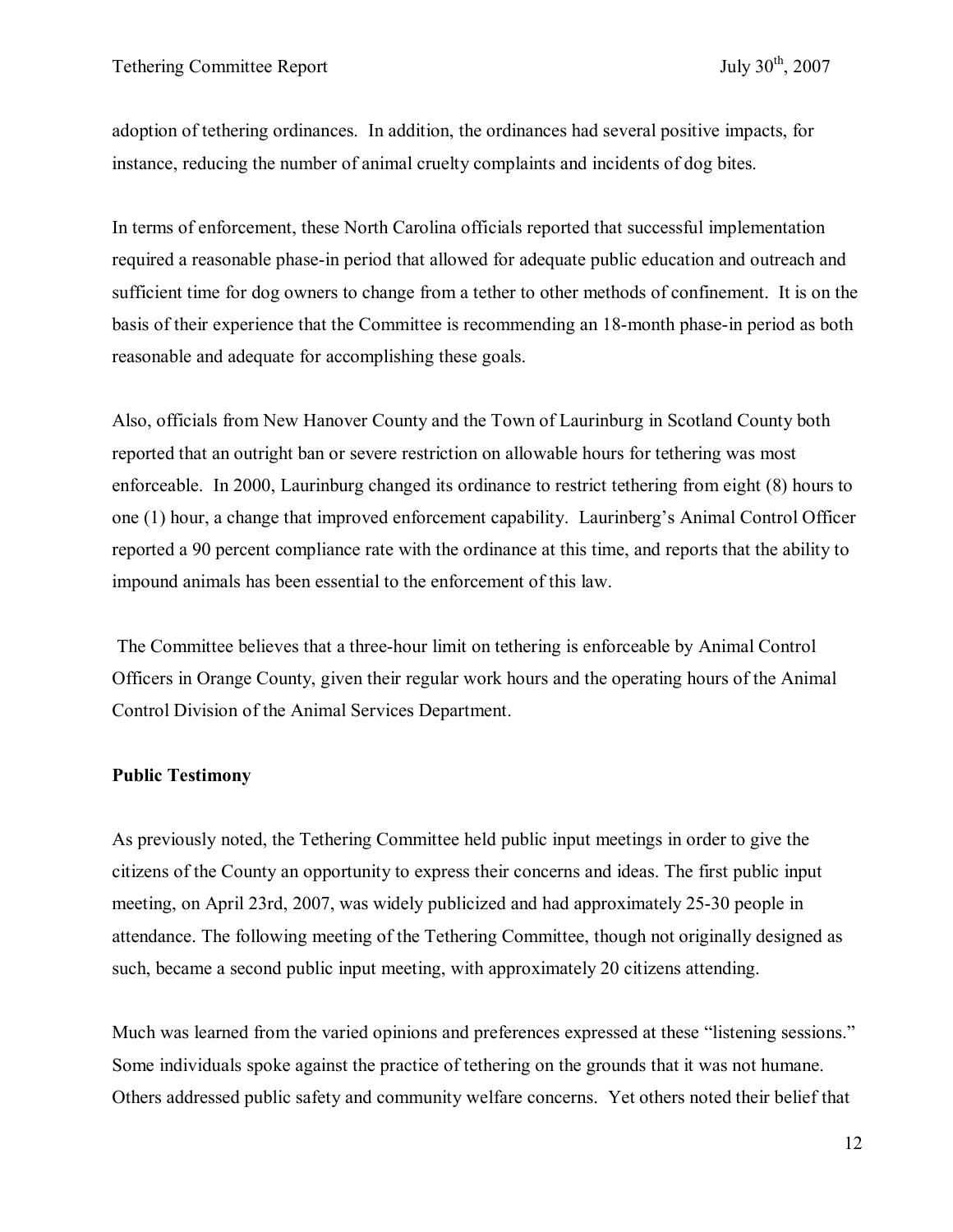adoption of tethering ordinances. In addition, the ordinances had several positive impacts, for instance, reducing the number of animal cruelty complaints and incidents of dog bites.

In terms of enforcement, these North Carolina officials reported that successful implementation required a reasonable phase-in period that allowed for adequate public education and outreach and sufficient time for dog owners to change from a tether to other methods of confinement. It is on the basis of their experience that the Committee is recommending an 18-month phase-in period as both reasonable and adequate for accomplishing these goals.

Also, officials from New Hanover County and the Town of Laurinburg in Scotland County both reported that an outright ban or severe restriction on allowable hours for tethering was most enforceable. In 2000, Laurinburg changed its ordinance to restrict tethering from eight (8) hours to one (1) hour, a change that improved enforcement capability. Laurinberg's Animal Control Officer reported a 90 percent compliance rate with the ordinance at this time, and reports that the ability to impound animals has been essential to the enforcement of this law.

The Committee believes that a three-hour limit on tethering is enforceable by Animal Control Officers in Orange County, given their regular work hours and the operating hours of the Animal Control Division of the Animal Services Department.

**Public Testimony**

As previously noted, the Tethering Committee held public input meetings in order to give the citizens of the County an opportunity to express their concerns and ideas. The first public input meeting, on April 23rd, 2007, was widely publicized and had approximately 25-30 people in attendance. The following meeting of the Tethering Committee, though not originally designed as such, became a second public input meeting, with approximately 20 citizens attending.

Much was learned from the varied opinions and preferences expressed at these "listening sessions." Some individuals spoke against the practice of tethering on the grounds that it was not humane. Others addressed public safety and community welfare concerns. Yet others noted their belief that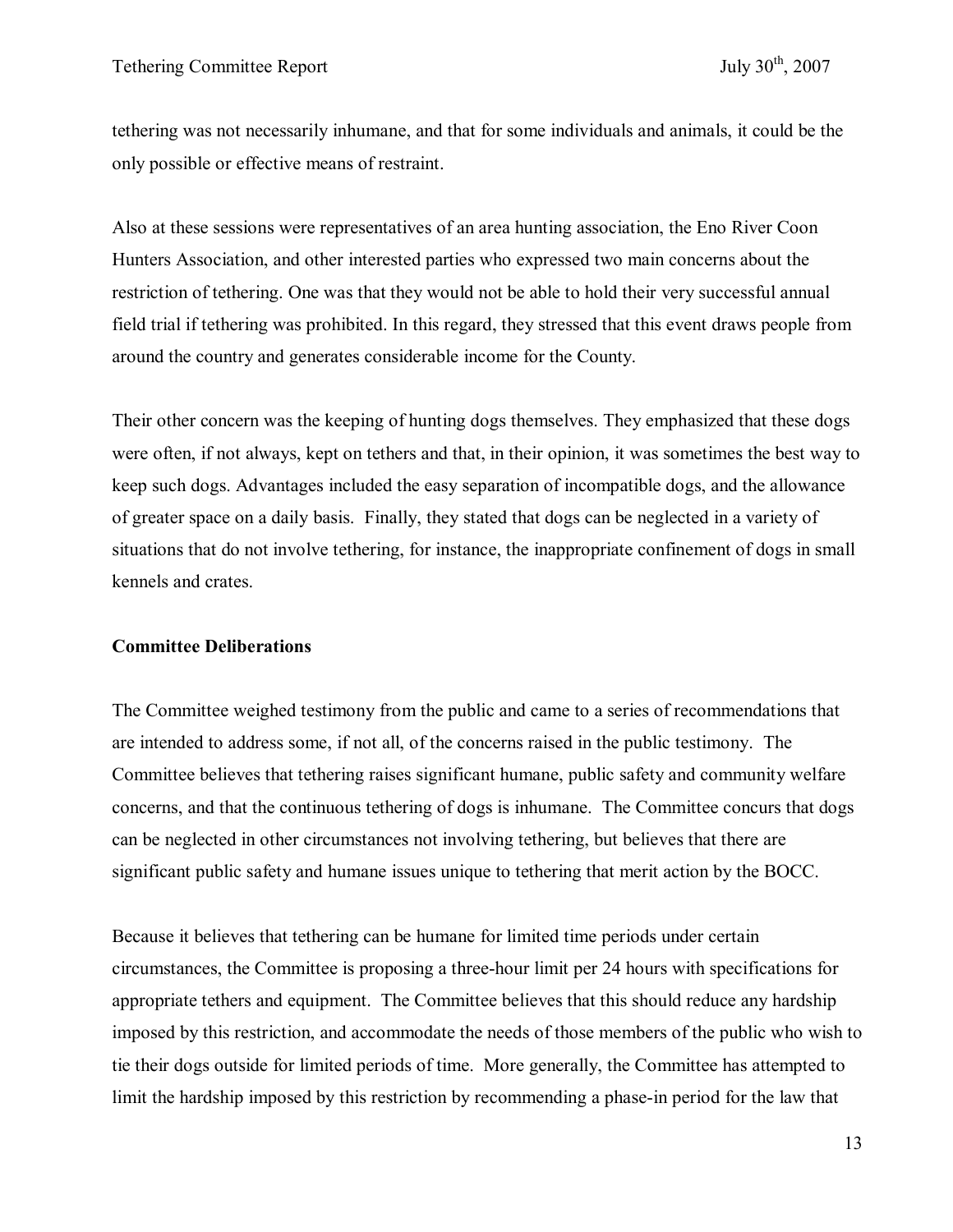tethering was not necessarily inhumane, and that for some individuals and animals, it could be the only possible or effective means of restraint.

Also at these sessions were representatives of an area hunting association, the Eno River Coon Hunters Association, and other interested parties who expressed two main concerns about the restriction of tethering. One was that they would not be able to hold their very successful annual field trial if tethering was prohibited. In this regard, they stressed that this event draws people from around the country and generates considerable income for the County.

Their other concern was the keeping of hunting dogs themselves. They emphasized that these dogs were often, if not always, kept on tethers and that, in their opinion, it was sometimes the best way to keep such dogs. Advantages included the easy separation of incompatible dogs, and the allowance of greater space on a daily basis. Finally, they stated that dogs can be neglected in a variety of situations that do not involve tethering, for instance, the inappropriate confinement of dogs in small kennels and crates.

**Committee Deliberations**

The Committee weighed testimony from the public and came to a series of recommendations that are intended to address some, if not all, of the concerns raised in the public testimony. The Committee believes that tethering raises significant humane, public safety and community welfare concerns, and that the continuous tethering of dogs is inhumane. The Committee concurs that dogs can be neglected in other circumstances not involving tethering, but believes that there are significant public safety and humane issues unique to tethering that merit action by the BOCC.

Because it believes that tethering can be humane for limited time periods under certain circumstances, the Committee is proposing a three-hour limit per 24 hours with specifications for appropriate tethers and equipment. The Committee believes that this should reduce any hardship imposed by this restriction, and accommodate the needs of those members of the public who wish to tie their dogs outside for limited periods of time. More generally, the Committee has attempted to limit the hardship imposed by this restriction by recommending a phase-in period for the law that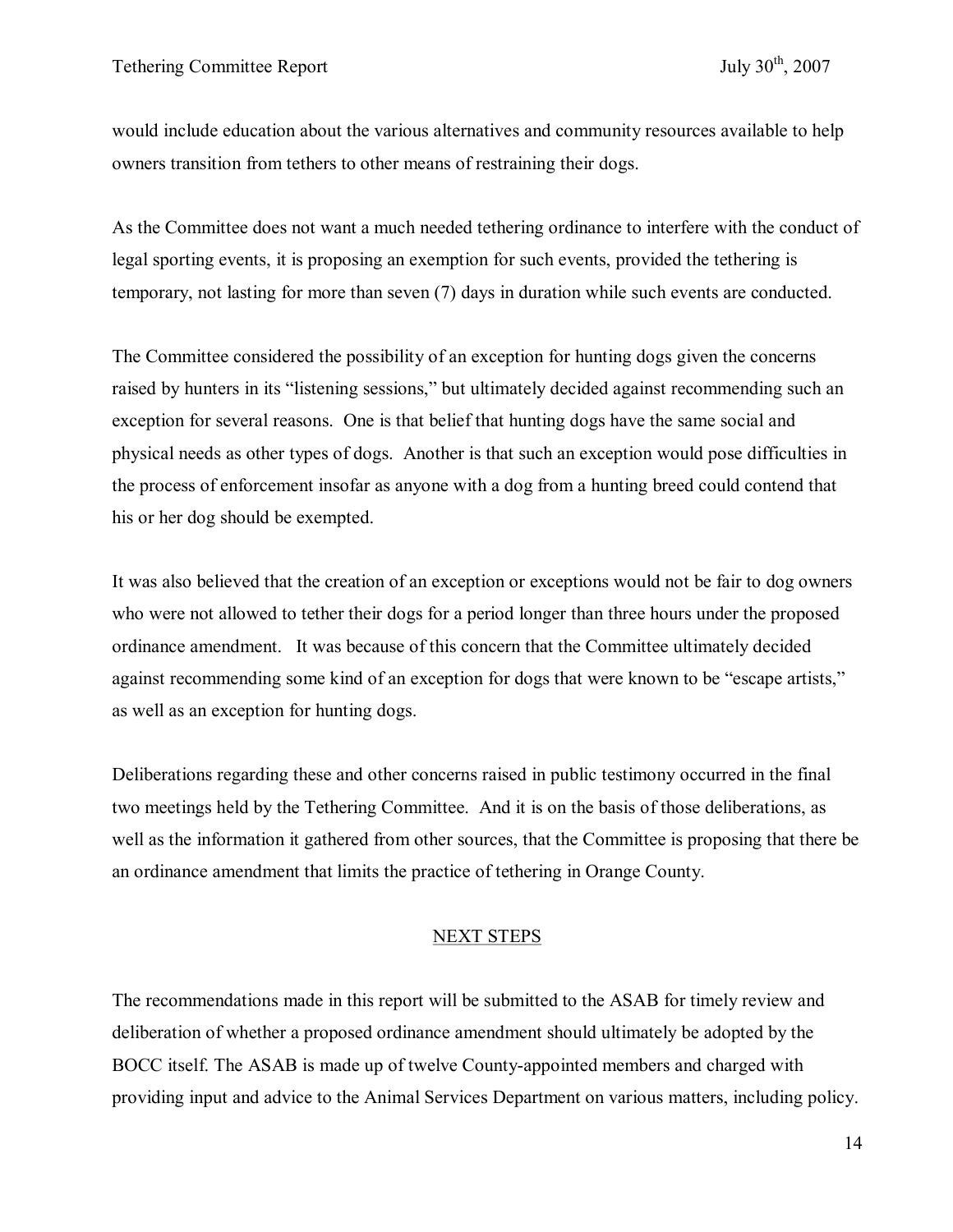would include education about the various alternatives and community resources available to help owners transition from tethers to other means of restraining their dogs.

As the Committee does not want a much needed tethering ordinance to interfere with the conduct of legal sporting events, it is proposing an exemption for such events, provided the tethering is temporary, not lasting for more than seven (7) days in duration while such events are conducted.

The Committee considered the possibility of an exception for hunting dogs given the concerns raised by hunters in its "listening sessions," but ultimately decided against recommending such an exception for several reasons. One is that belief that hunting dogs have the same social and physical needs as other types of dogs. Another is that such an exception would pose difficulties in the process of enforcement insofar as anyone with a dog from a hunting breed could contend that his or her dog should be exempted.

It was also believed that the creation of an exception or exceptions would not be fair to dog owners who were not allowed to tether their dogs for a period longer than three hours under the proposed ordinance amendment. It was because of this concern that the Committee ultimately decided against recommending some kind of an exception for dogs that were known to be "escape artists," as well as an exception for hunting dogs.

Deliberations regarding these and other concerns raised in public testimony occurred in the final two meetings held by the Tethering Committee. And it is on the basis of those deliberations, as well as the information it gathered from other sources, that the Committee is proposing that there be an ordinance amendment that limits the practice of tethering in Orange County.

## NEXT STEPS

The recommendations made in this report will be submitted to the ASAB for timely review and deliberation of whether a proposed ordinance amendment should ultimately be adopted by the BOCC itself. The ASAB is made up of twelve County-appointed members and charged with providing input and advice to the Animal Services Department on various matters, including policy.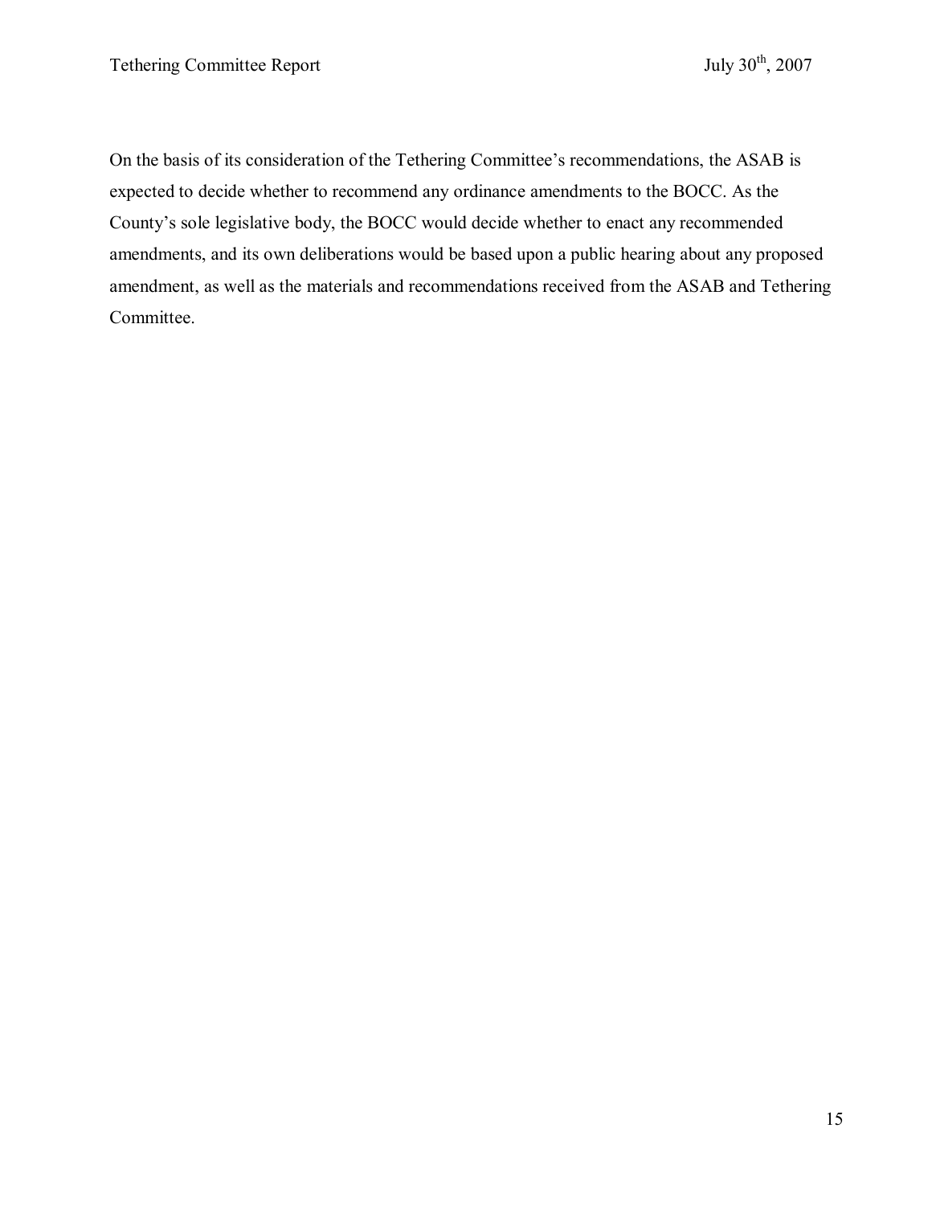On the basis of its consideration of the Tethering Committee's recommendations, the ASAB is expected to decide whether to recommend any ordinance amendments to the BOCC. As the County's sole legislative body, the BOCC would decide whether to enact any recommended amendments, and its own deliberations would be based upon a public hearing about any proposed amendment, as well as the materials and recommendations received from the ASAB and Tethering Committee.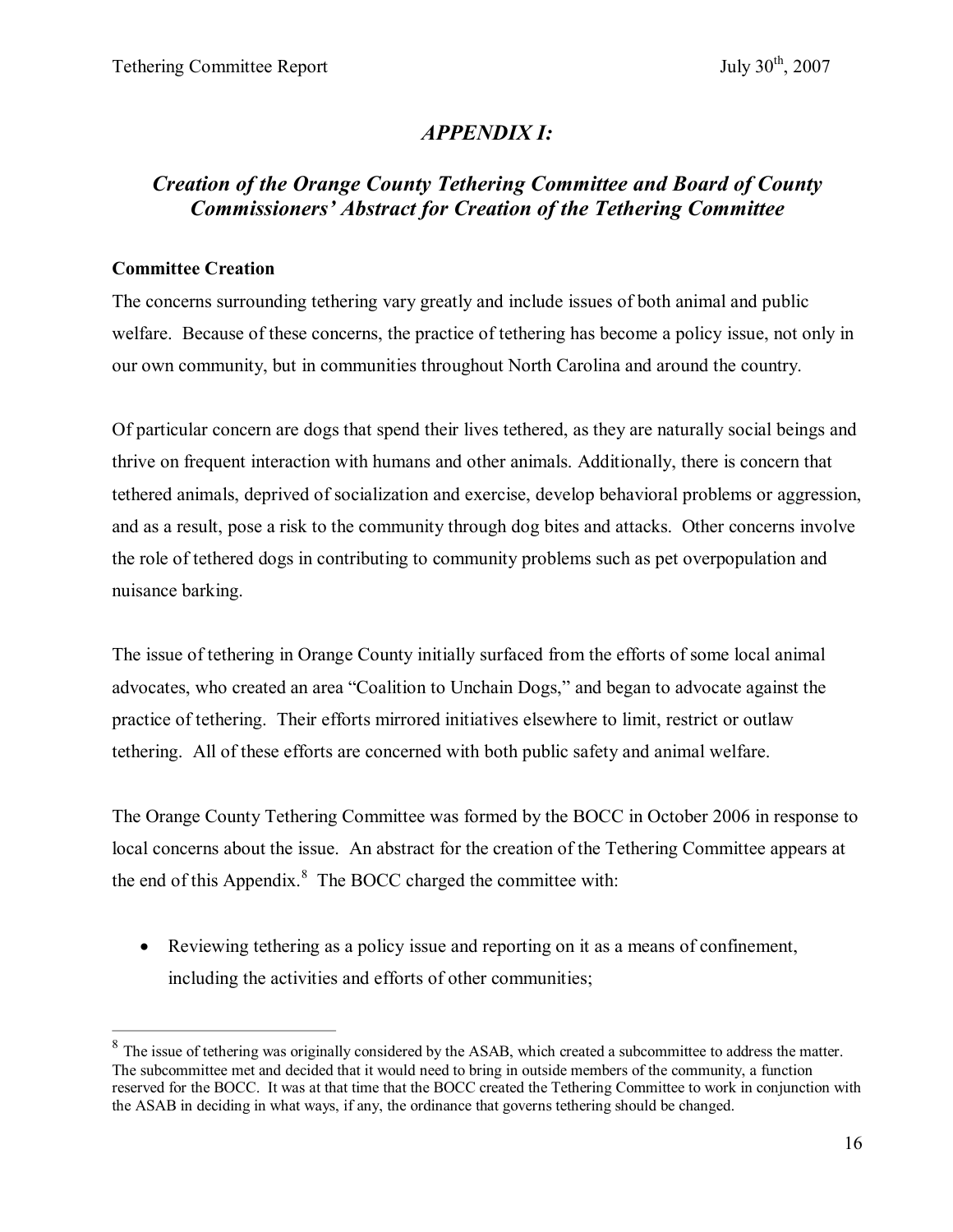## *APPENDIX I:*

### *Creation of the Orange County Tethering Committee and Board of County Commissioners' Abstract for Creation of the Tethering Committee*

**Committee Creation**

The concerns surrounding tethering vary greatly and include issues of both animal and public welfare. Because of these concerns, the practice of tethering has become a policy issue, not only in our own community, but in communities throughout North Carolina and around the country.

Of particular concern are dogs that spend their lives tethered, as they are naturally social beings and thrive on frequent interaction with humans and other animals. Additionally, there is concern that tethered animals, deprived of socialization and exercise, develop behavioral problems or aggression, and as a result, pose a risk to the community through dog bites and attacks. Other concerns involve the role of tethered dogs in contributing to community problems such as pet overpopulation and nuisance barking.

The issue of tethering in Orange County initially surfaced from the efforts of some local animal advocates, who created an area "Coalition to Unchain Dogs," and began to advocate against the practice of tethering. Their efforts mirrored initiatives elsewhere to limit, restrict or outlaw tethering. All of these efforts are concerned with both public safety and animal welfare.

The Orange County Tethering Committee was formed by the BOCC in October 2006 in response to local concerns about the issue. An abstract for the creation of the Tethering Committee appears at the end of this Appendix.[8] The BOCC charged the committee with:

- Reviewing tethering as a policy issue and reporting on it as a means of confinement, including the activities and efforts of other communities;

[8] The issue of tethering was originally considered by the ASAB, which created a subcommittee to address the matter. The subcommittee met and decided that it would need to bring in outside members of the community, a function reserved for the BOCC. It was at that time that the BOCC created the Tethering Committee to work in conjunction with the ASAB in deciding in what ways, if any, the ordinance that governs tethering should be changed.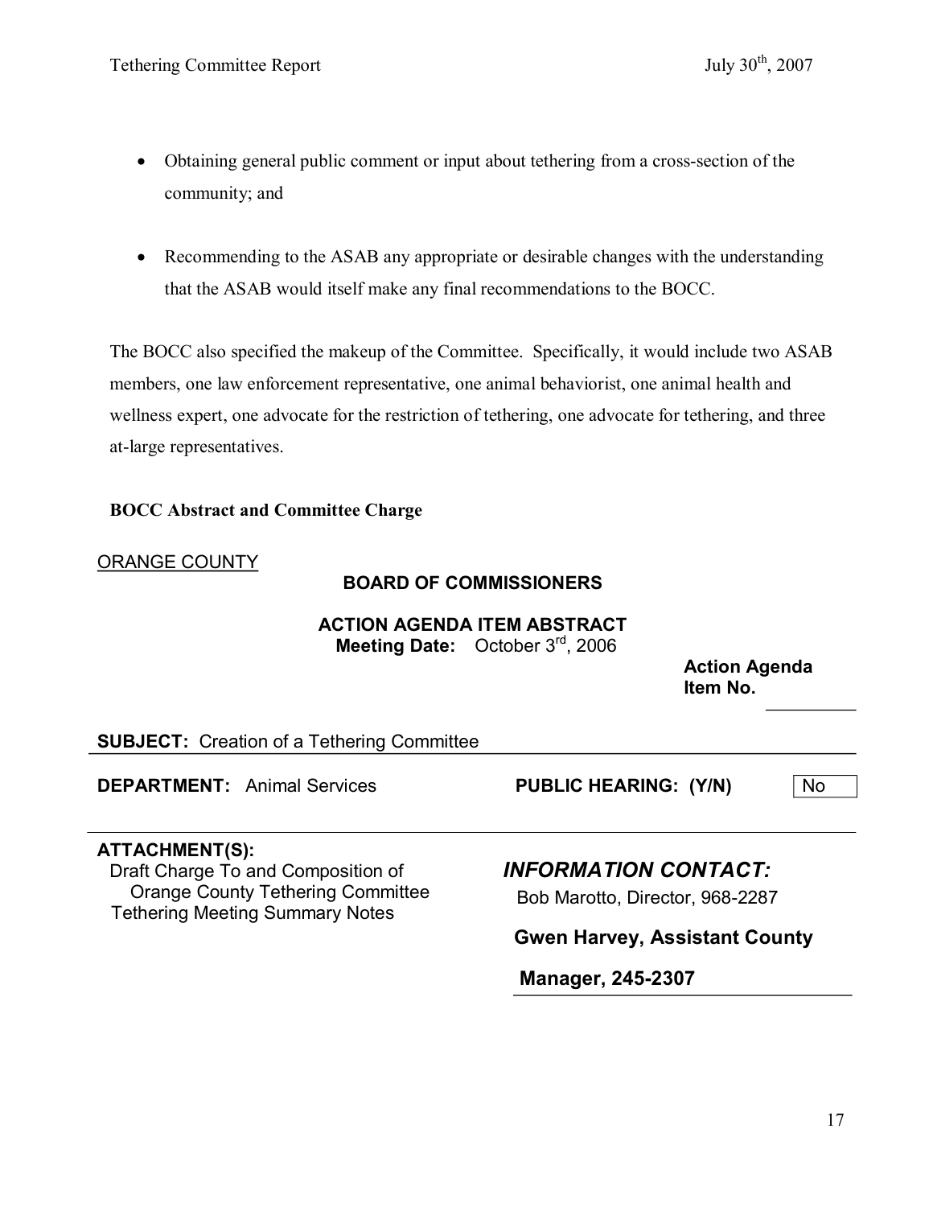- Obtaining general public comment or input about tethering from a cross-section of the community; and
- Recommending to the ASAB any appropriate or desirable changes with the understanding that the ASAB would itself make any final recommendations to the BOCC.

The BOCC also specified the makeup of the Committee. Specifically, it would include two ASAB members, one law enforcement representative, one animal behaviorist, one animal health and wellness expert, one advocate for the restriction of tethering, one advocate for tethering, and three at-large representatives.

**BOCC Abstract and Committee Charge**

ORANGE COUNTY

**BOARD OF COMMISSIONERS**

**ACTION AGENDA ITEM ABSTRACT**

**Meeting Date:** October 3rd, 2006

**Action Agenda Item No.** ________

**SUBJECT:** Creation of a Tethering Committee

**DEPARTMENT:** Animal Services **PUBLIC HEARING: (Y/N)** No

**ATTACHMENT(S):**
Draft Charge To and Composition of Orange County Tethering Committee
Tethering Meeting Summary Notes

***INFORMATION CONTACT:***
Bob Marotto, Director, 968-2287

**Gwen Harvey, Assistant County Manager, 245-2307**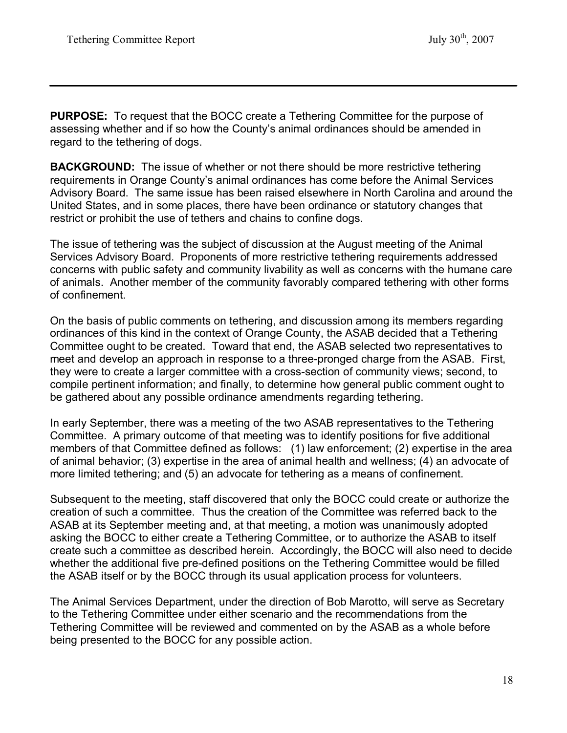**PURPOSE:** To request that the BOCC create a Tethering Committee for the purpose of assessing whether and if so how the County's animal ordinances should be amended in regard to the tethering of dogs.

**BACKGROUND:** The issue of whether or not there should be more restrictive tethering requirements in Orange County's animal ordinances has come before the Animal Services Advisory Board. The same issue has been raised elsewhere in North Carolina and around the United States, and in some places, there have been ordinance or statutory changes that restrict or prohibit the use of tethers and chains to confine dogs.

The issue of tethering was the subject of discussion at the August meeting of the Animal Services Advisory Board. Proponents of more restrictive tethering requirements addressed concerns with public safety and community livability as well as concerns with the humane care of animals. Another member of the community favorably compared tethering with other forms of confinement.

On the basis of public comments on tethering, and discussion among its members regarding ordinances of this kind in the context of Orange County, the ASAB decided that a Tethering Committee ought to be created. Toward that end, the ASAB selected two representatives to meet and develop an approach in response to a three-pronged charge from the ASAB. First, they were to create a larger committee with a cross-section of community views; second, to compile pertinent information; and finally, to determine how general public comment ought to be gathered about any possible ordinance amendments regarding tethering.

In early September, there was a meeting of the two ASAB representatives to the Tethering Committee. A primary outcome of that meeting was to identify positions for five additional members of that Committee defined as follows: (1) law enforcement; (2) expertise in the area of animal behavior; (3) expertise in the area of animal health and wellness; (4) an advocate of more limited tethering; and (5) an advocate for tethering as a means of confinement.

Subsequent to the meeting, staff discovered that only the BOCC could create or authorize the creation of such a committee. Thus the creation of the Committee was referred back to the ASAB at its September meeting and, at that meeting, a motion was unanimously adopted asking the BOCC to either create a Tethering Committee, or to authorize the ASAB to itself create such a committee as described herein. Accordingly, the BOCC will also need to decide whether the additional five pre-defined positions on the Tethering Committee would be filled the ASAB itself or by the BOCC through its usual application process for volunteers.

The Animal Services Department, under the direction of Bob Marotto, will serve as Secretary to the Tethering Committee under either scenario and the recommendations from the Tethering Committee will be reviewed and commented on by the ASAB as a whole before being presented to the BOCC for any possible action.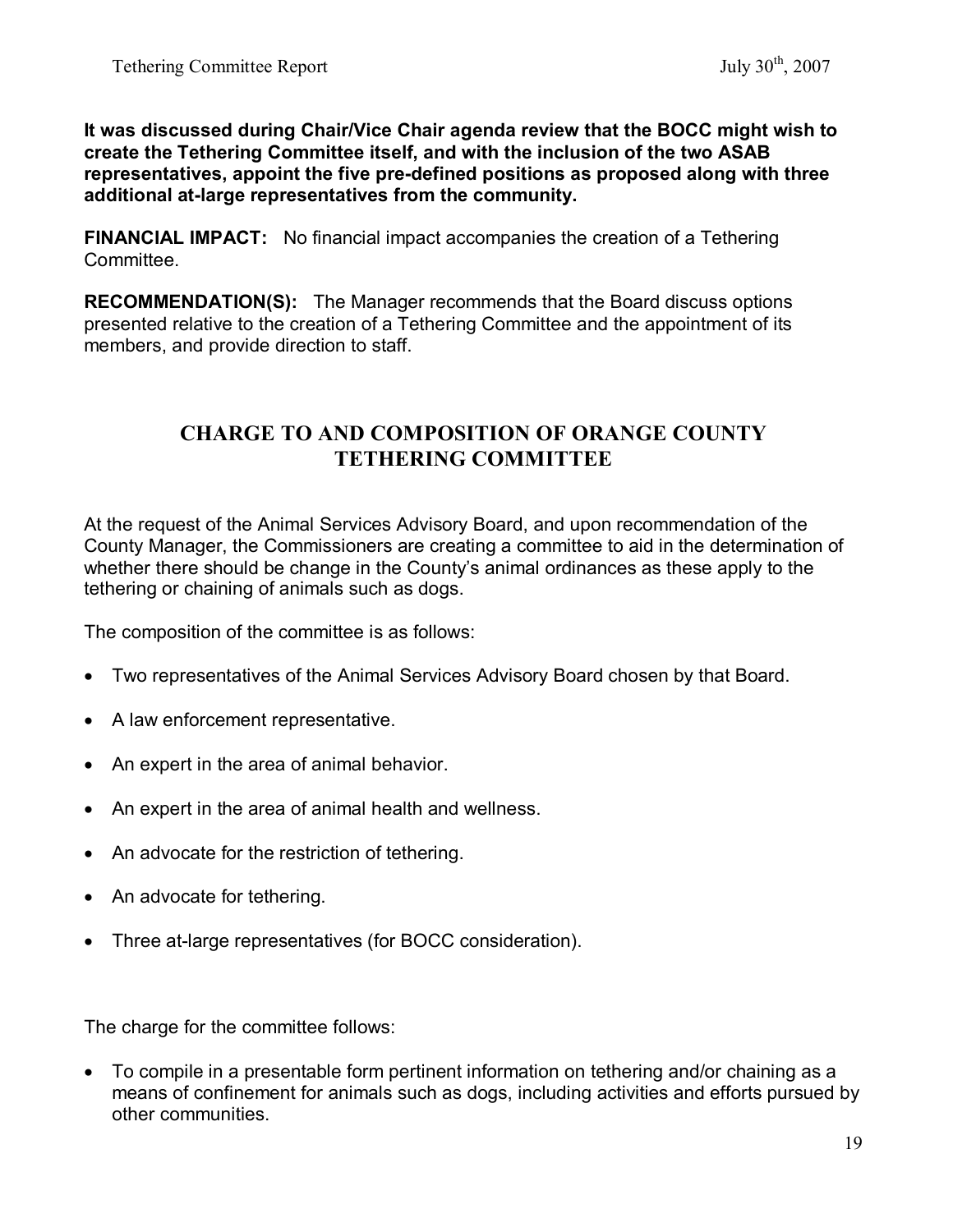**It was discussed during Chair/Vice Chair agenda review that the BOCC might wish to create the Tethering Committee itself, and with the inclusion of the two ASAB representatives, appoint the five pre-defined positions as proposed along with three additional at-large representatives from the community.**

**FINANCIAL IMPACT:** No financial impact accompanies the creation of a Tethering Committee.

**RECOMMENDATION(S):** The Manager recommends that the Board discuss options presented relative to the creation of a Tethering Committee and the appointment of its members, and provide direction to staff.

## CHARGE TO AND COMPOSITION OF ORANGE COUNTY TETHERING COMMITTEE

At the request of the Animal Services Advisory Board, and upon recommendation of the County Manager, the Commissioners are creating a committee to aid in the determination of whether there should be change in the County's animal ordinances as these apply to the tethering or chaining of animals such as dogs.

The composition of the committee is as follows:

- Two representatives of the Animal Services Advisory Board chosen by that Board.
- A law enforcement representative.
- An expert in the area of animal behavior.
- An expert in the area of animal health and wellness.
- An advocate for the restriction of tethering.
- An advocate for tethering.
- Three at-large representatives (for BOCC consideration).

The charge for the committee follows:

- To compile in a presentable form pertinent information on tethering and/or chaining as a means of confinement for animals such as dogs, including activities and efforts pursued by other communities.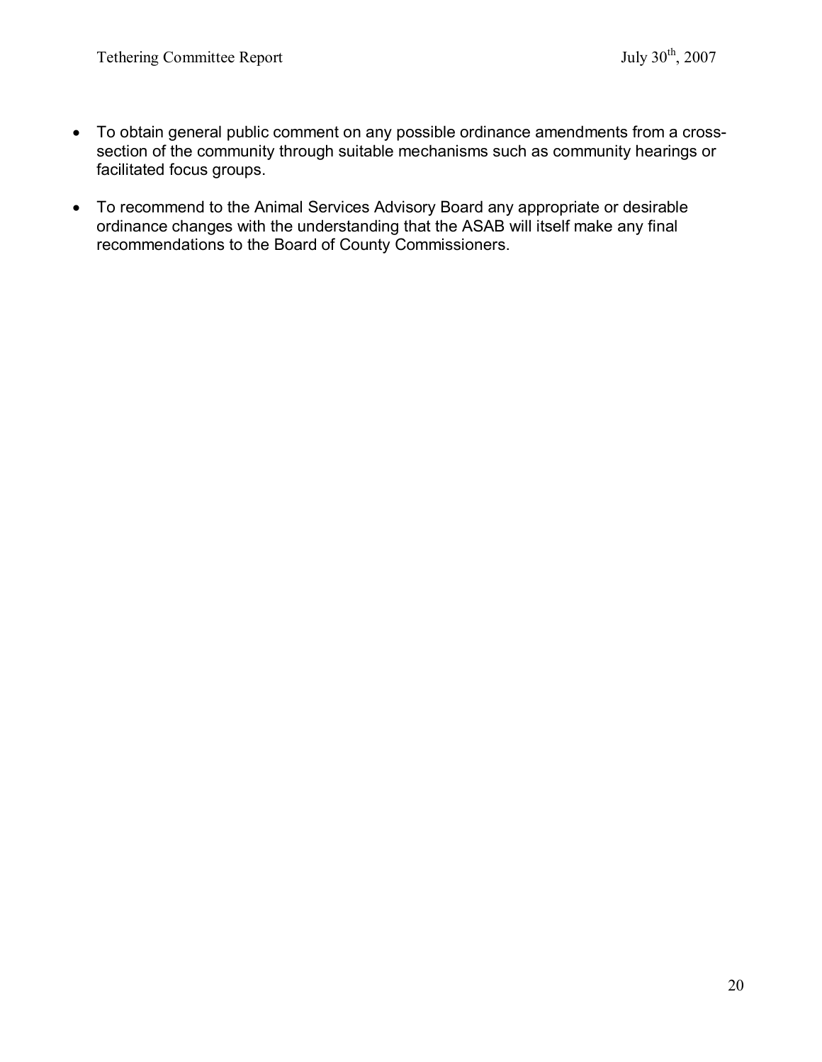- To obtain general public comment on any possible ordinance amendments from a cross-section of the community through suitable mechanisms such as community hearings or facilitated focus groups.

- To recommend to the Animal Services Advisory Board any appropriate or desirable ordinance changes with the understanding that the ASAB will itself make any final recommendations to the Board of County Commissioners.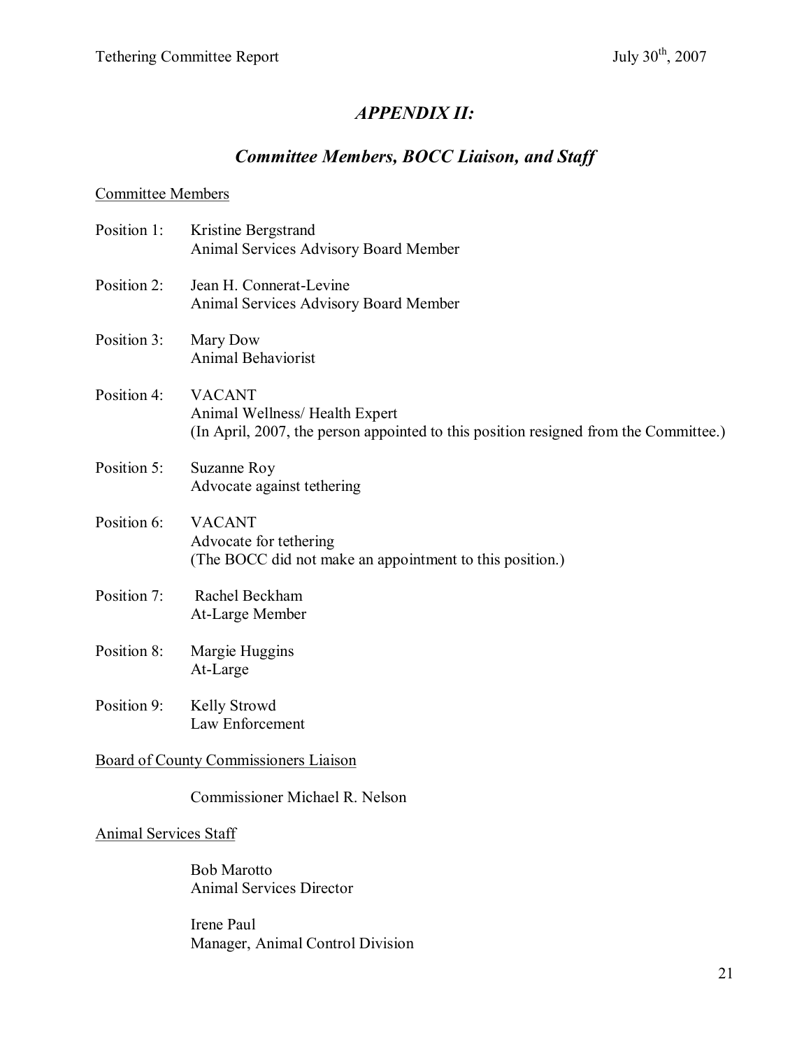## *APPENDIX II:*

## *Committee Members, BOCC Liaison, and Staff*

Committee Members

Position 1: Kristine Bergstrand
Animal Services Advisory Board Member

Position 2: Jean H. Connerat-Levine
Animal Services Advisory Board Member

Position 3: Mary Dow
Animal Behaviorist

Position 4: VACANT
Animal Wellness/ Health Expert
(In April, 2007, the person appointed to this position resigned from the Committee.)

Position 5: Suzanne Roy
Advocate against tethering

Position 6: VACANT
Advocate for tethering
(The BOCC did not make an appointment to this position.)

Position 7: Rachel Beckham
At-Large Member

Position 8: Margie Huggins
At-Large

Position 9: Kelly Strowd
Law Enforcement

Board of County Commissioners Liaison

Commissioner Michael R. Nelson

Animal Services Staff

Bob Marotto
Animal Services Director

Irene Paul
Manager, Animal Control Division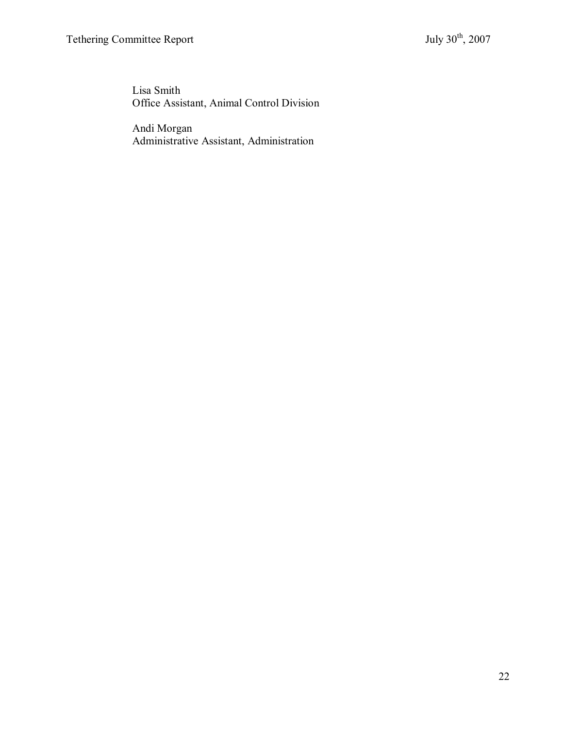Lisa Smith
Office Assistant, Animal Control Division

Andi Morgan
Administrative Assistant, Administration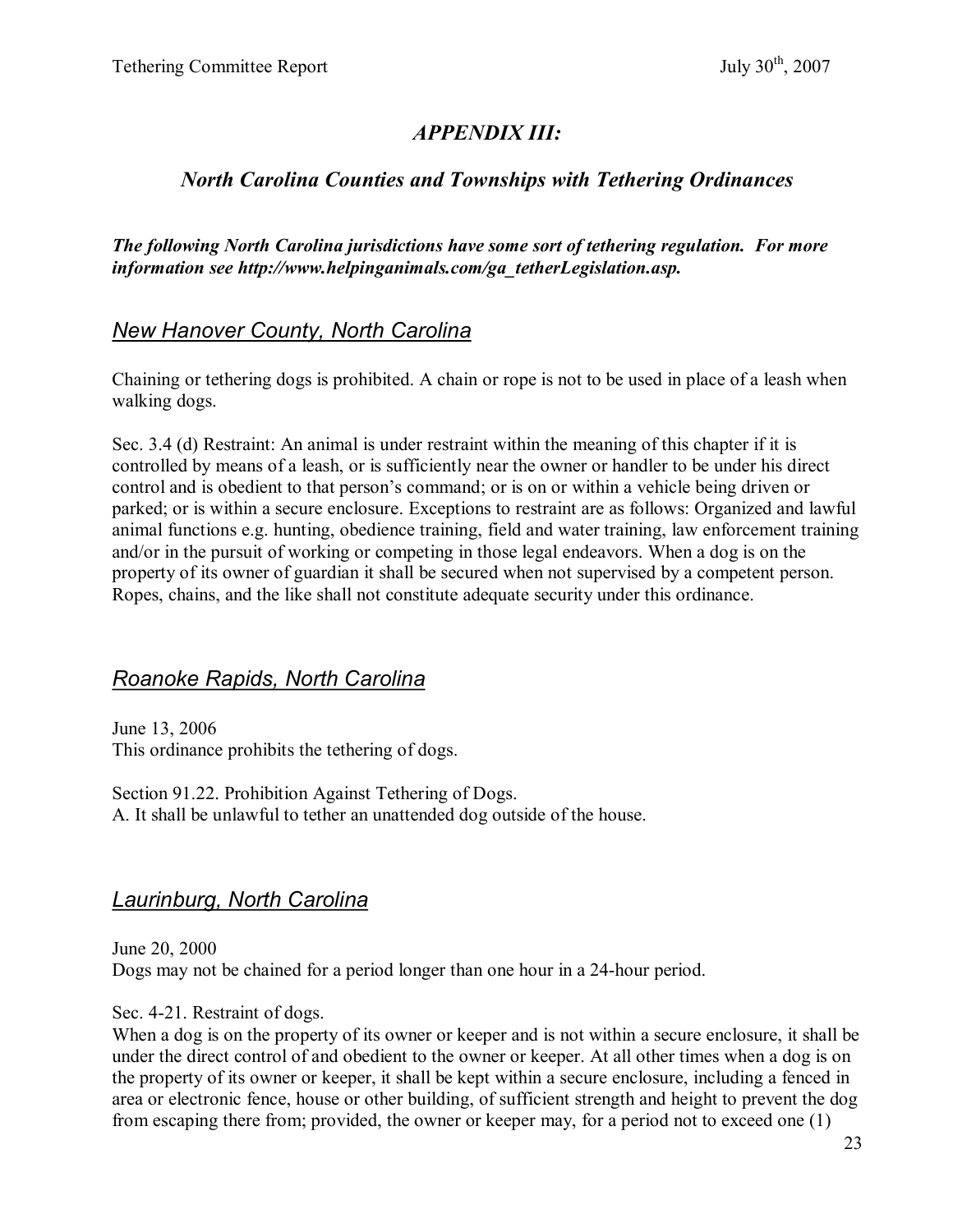## *APPENDIX III:*

## *North Carolina Counties and Townships with Tethering Ordinances*

***The following North Carolina jurisdictions have some sort of tethering regulation. For more information see http://www.helpinganimals.com/ga_tetherLegislation.asp.***

### *New Hanover County, North Carolina*

Chaining or tethering dogs is prohibited. A chain or rope is not to be used in place of a leash when walking dogs.

Sec. 3.4 (d) Restraint: An animal is under restraint within the meaning of this chapter if it is controlled by means of a leash, or is sufficiently near the owner or handler to be under his direct control and is obedient to that person's command; or is on or within a vehicle being driven or parked; or is within a secure enclosure. Exceptions to restraint are as follows: Organized and lawful animal functions e.g. hunting, obedience training, field and water training, law enforcement training and/or in the pursuit of working or competing in those legal endeavors. When a dog is on the property of its owner of guardian it shall be secured when not supervised by a competent person. Ropes, chains, and the like shall not constitute adequate security under this ordinance.

### *Roanoke Rapids, North Carolina*

June 13, 2006
This ordinance prohibits the tethering of dogs.

Section 91.22. Prohibition Against Tethering of Dogs.
A. It shall be unlawful to tether an unattended dog outside of the house.

### *Laurinburg, North Carolina*

June 20, 2000
Dogs may not be chained for a period longer than one hour in a 24-hour period.

Sec. 4-21. Restraint of dogs.
When a dog is on the property of its owner or keeper and is not within a secure enclosure, it shall be under the direct control of and obedient to the owner or keeper. At all other times when a dog is on the property of its owner or keeper, it shall be kept within a secure enclosure, including a fenced in area or electronic fence, house or other building, of sufficient strength and height to prevent the dog from escaping there from; provided, the owner or keeper may, for a period not to exceed one (1)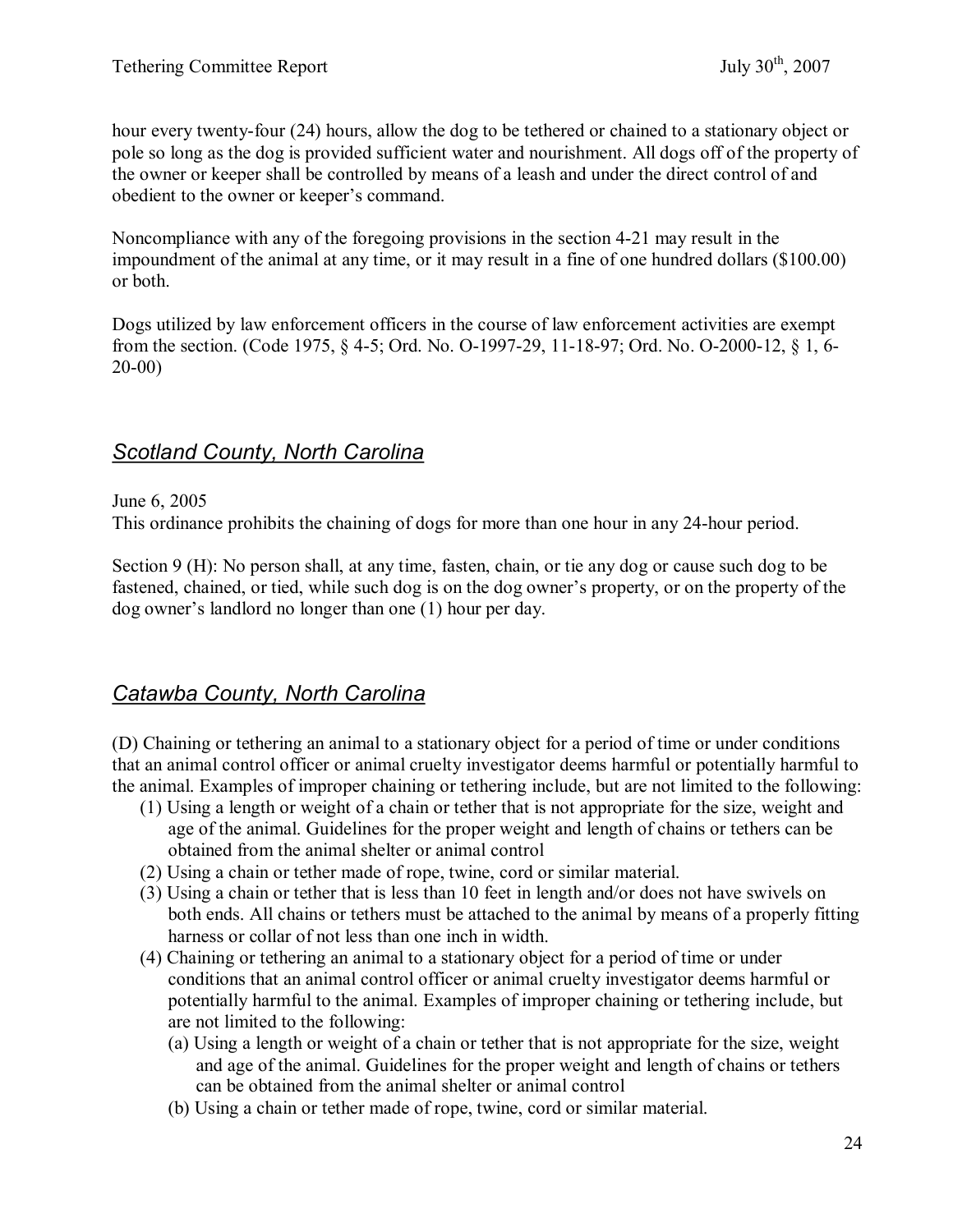hour every twenty-four (24) hours, allow the dog to be tethered or chained to a stationary object or pole so long as the dog is provided sufficient water and nourishment. All dogs off of the property of the owner or keeper shall be controlled by means of a leash and under the direct control of and obedient to the owner or keeper's command.

Noncompliance with any of the foregoing provisions in the section 4-21 may result in the impoundment of the animal at any time, or it may result in a fine of one hundred dollars ($100.00) or both.

Dogs utilized by law enforcement officers in the course of law enforcement activities are exempt from the section. (Code 1975, § 4-5; Ord. No. O-1997-29, 11-18-97; Ord. No. O-2000-12, § 1, 6-20-00)

## *Scotland County, North Carolina*

June 6, 2005
This ordinance prohibits the chaining of dogs for more than one hour in any 24-hour period.

Section 9 (H): No person shall, at any time, fasten, chain, or tie any dog or cause such dog to be fastened, chained, or tied, while such dog is on the dog owner's property, or on the property of the dog owner's landlord no longer than one (1) hour per day.

## *Catawba County, North Carolina*

(D) Chaining or tethering an animal to a stationary object for a period of time or under conditions that an animal control officer or animal cruelty investigator deems harmful or potentially harmful to the animal. Examples of improper chaining or tethering include, but are not limited to the following:

(1) Using a length or weight of a chain or tether that is not appropriate for the size, weight and age of the animal. Guidelines for the proper weight and length of chains or tethers can be obtained from the animal shelter or animal control

(2) Using a chain or tether made of rope, twine, cord or similar material.

(3) Using a chain or tether that is less than 10 feet in length and/or does not have swivels on both ends. All chains or tethers must be attached to the animal by means of a properly fitting harness or collar of not less than one inch in width.

(4) Chaining or tethering an animal to a stationary object for a period of time or under conditions that an animal control officer or animal cruelty investigator deems harmful or potentially harmful to the animal. Examples of improper chaining or tethering include, but are not limited to the following:

   (a) Using a length or weight of a chain or tether that is not appropriate for the size, weight and age of the animal. Guidelines for the proper weight and length of chains or tethers can be obtained from the animal shelter or animal control

   (b) Using a chain or tether made of rope, twine, cord or similar material.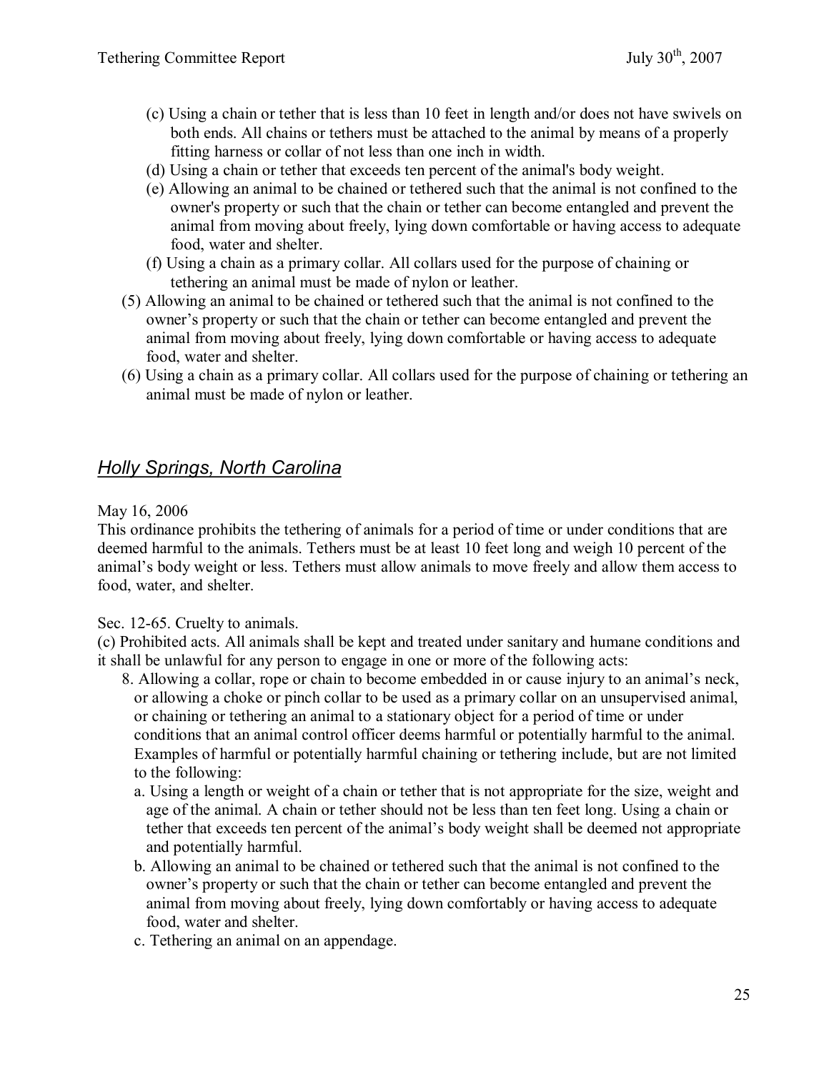(c) Using a chain or tether that is less than 10 feet in length and/or does not have swivels on both ends. All chains or tethers must be attached to the animal by means of a properly fitting harness or collar of not less than one inch in width.

(d) Using a chain or tether that exceeds ten percent of the animal's body weight.

(e) Allowing an animal to be chained or tethered such that the animal is not confined to the owner's property or such that the chain or tether can become entangled and prevent the animal from moving about freely, lying down comfortable or having access to adequate food, water and shelter.

(f) Using a chain as a primary collar. All collars used for the purpose of chaining or tethering an animal must be made of nylon or leather.

(5) Allowing an animal to be chained or tethered such that the animal is not confined to the owner's property or such that the chain or tether can become entangled and prevent the animal from moving about freely, lying down comfortable or having access to adequate food, water and shelter.

(6) Using a chain as a primary collar. All collars used for the purpose of chaining or tethering an animal must be made of nylon or leather.

## *Holly Springs, North Carolina*

May 16, 2006

This ordinance prohibits the tethering of animals for a period of time or under conditions that are deemed harmful to the animals. Tethers must be at least 10 feet long and weigh 10 percent of the animal's body weight or less. Tethers must allow animals to move freely and allow them access to food, water, and shelter.

Sec. 12-65. Cruelty to animals.

(c) Prohibited acts. All animals shall be kept and treated under sanitary and humane conditions and it shall be unlawful for any person to engage in one or more of the following acts:

8. Allowing a collar, rope or chain to become embedded in or cause injury to an animal's neck, or allowing a choke or pinch collar to be used as a primary collar on an unsupervised animal, or chaining or tethering an animal to a stationary object for a period of time or under conditions that an animal control officer deems harmful or potentially harmful to the animal. Examples of harmful or potentially harmful chaining or tethering include, but are not limited to the following:

   a. Using a length or weight of a chain or tether that is not appropriate for the size, weight and age of the animal. A chain or tether should not be less than ten feet long. Using a chain or tether that exceeds ten percent of the animal's body weight shall be deemed not appropriate and potentially harmful.

   b. Allowing an animal to be chained or tethered such that the animal is not confined to the owner's property or such that the chain or tether can become entangled and prevent the animal from moving about freely, lying down comfortably or having access to adequate food, water and shelter.

   c. Tethering an animal on an appendage.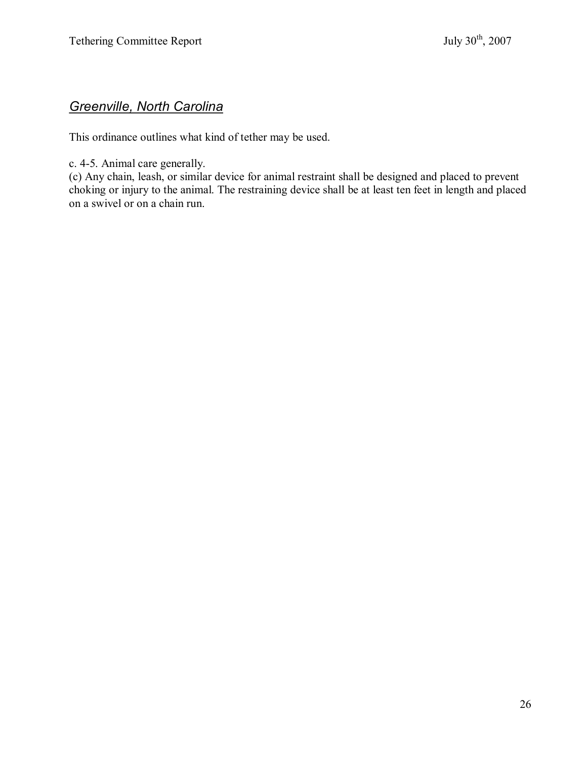## *Greenville, North Carolina*

This ordinance outlines what kind of tether may be used.

c. 4-5. Animal care generally.
(c) Any chain, leash, or similar device for animal restraint shall be designed and placed to prevent choking or injury to the animal. The restraining device shall be at least ten feet in length and placed on a swivel or on a chain run.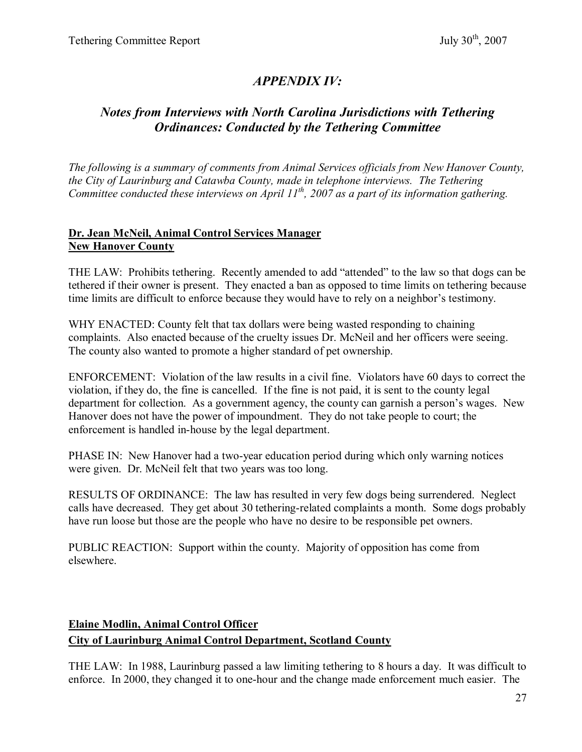# *APPENDIX IV:*

## *Notes from Interviews with North Carolina Jurisdictions with Tethering Ordinances: Conducted by the Tethering Committee*

*The following is a summary of comments from Animal Services officials from New Hanover County, the City of Laurinburg and Catawba County, made in telephone interviews. The Tethering Committee conducted these interviews on April 11th, 2007 as a part of its information gathering.*

**Dr. Jean McNeil, Animal Control Services Manager**
**New Hanover County**

THE LAW: Prohibits tethering. Recently amended to add "attended" to the law so that dogs can be tethered if their owner is present. They enacted a ban as opposed to time limits on tethering because time limits are difficult to enforce because they would have to rely on a neighbor's testimony.

WHY ENACTED: County felt that tax dollars were being wasted responding to chaining complaints. Also enacted because of the cruelty issues Dr. McNeil and her officers were seeing. The county also wanted to promote a higher standard of pet ownership.

ENFORCEMENT: Violation of the law results in a civil fine. Violators have 60 days to correct the violation, if they do, the fine is cancelled. If the fine is not paid, it is sent to the county legal department for collection. As a government agency, the county can garnish a person's wages. New Hanover does not have the power of impoundment. They do not take people to court; the enforcement is handled in-house by the legal department.

PHASE IN: New Hanover had a two-year education period during which only warning notices were given. Dr. McNeil felt that two years was too long.

RESULTS OF ORDINANCE: The law has resulted in very few dogs being surrendered. Neglect calls have decreased. They get about 30 tethering-related complaints a month. Some dogs probably have run loose but those are the people who have no desire to be responsible pet owners.

PUBLIC REACTION: Support within the county. Majority of opposition has come from elsewhere.

**Elaine Modlin, Animal Control Officer**
**City of Laurinburg Animal Control Department, Scotland County**

THE LAW: In 1988, Laurinburg passed a law limiting tethering to 8 hours a day. It was difficult to enforce. In 2000, they changed it to one-hour and the change made enforcement much easier. The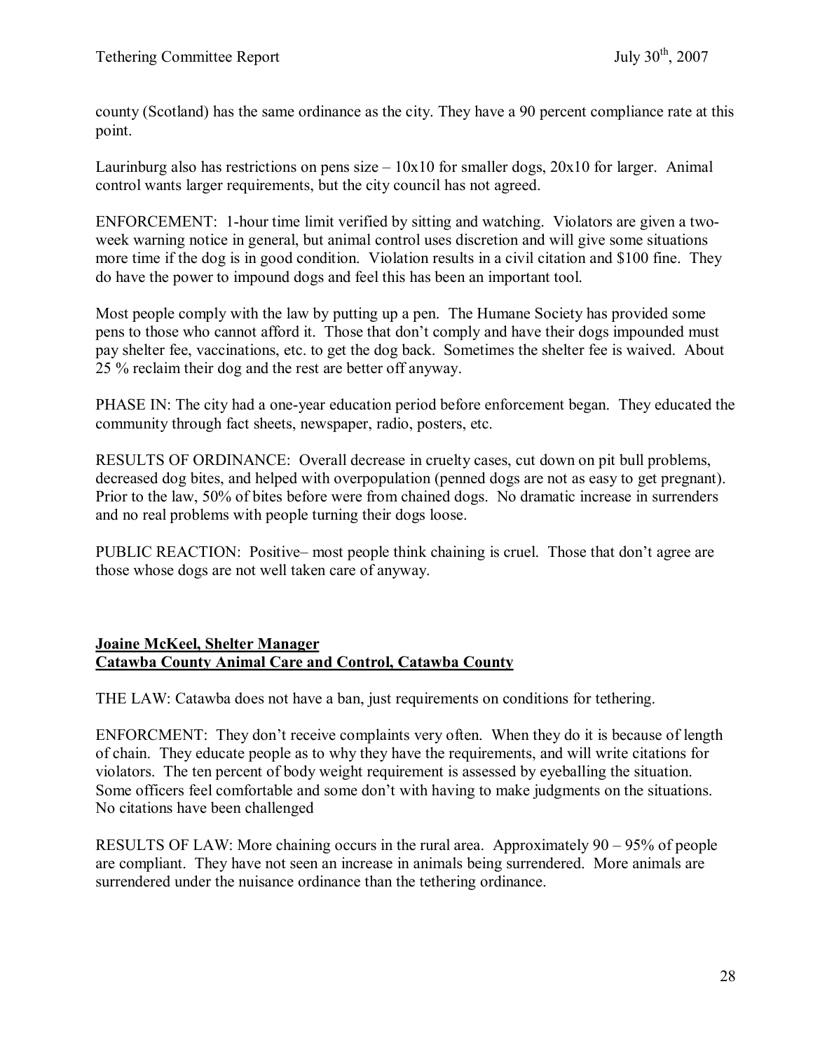county (Scotland) has the same ordinance as the city. They have a 90 percent compliance rate at this point.

Laurinburg also has restrictions on pens size – 10x10 for smaller dogs, 20x10 for larger. Animal control wants larger requirements, but the city council has not agreed.

ENFORCEMENT: 1-hour time limit verified by sitting and watching. Violators are given a two-week warning notice in general, but animal control uses discretion and will give some situations more time if the dog is in good condition. Violation results in a civil citation and $100 fine. They do have the power to impound dogs and feel this has been an important tool.

Most people comply with the law by putting up a pen. The Humane Society has provided some pens to those who cannot afford it. Those that don't comply and have their dogs impounded must pay shelter fee, vaccinations, etc. to get the dog back. Sometimes the shelter fee is waived. About 25 % reclaim their dog and the rest are better off anyway.

PHASE IN: The city had a one-year education period before enforcement began. They educated the community through fact sheets, newspaper, radio, posters, etc.

RESULTS OF ORDINANCE: Overall decrease in cruelty cases, cut down on pit bull problems, decreased dog bites, and helped with overpopulation (penned dogs are not as easy to get pregnant). Prior to the law, 50% of bites before were from chained dogs. No dramatic increase in surrenders and no real problems with people turning their dogs loose.

PUBLIC REACTION: Positive– most people think chaining is cruel. Those that don't agree are those whose dogs are not well taken care of anyway.

**Joaine McKeel, Shelter Manager**
**Catawba County Animal Care and Control, Catawba County**

THE LAW: Catawba does not have a ban, just requirements on conditions for tethering.

ENFORCMENT: They don't receive complaints very often. When they do it is because of length of chain. They educate people as to why they have the requirements, and will write citations for violators. The ten percent of body weight requirement is assessed by eyeballing the situation. Some officers feel comfortable and some don't with having to make judgments on the situations. No citations have been challenged

RESULTS OF LAW: More chaining occurs in the rural area. Approximately 90 – 95% of people are compliant. They have not seen an increase in animals being surrendered. More animals are surrendered under the nuisance ordinance than the tethering ordinance.